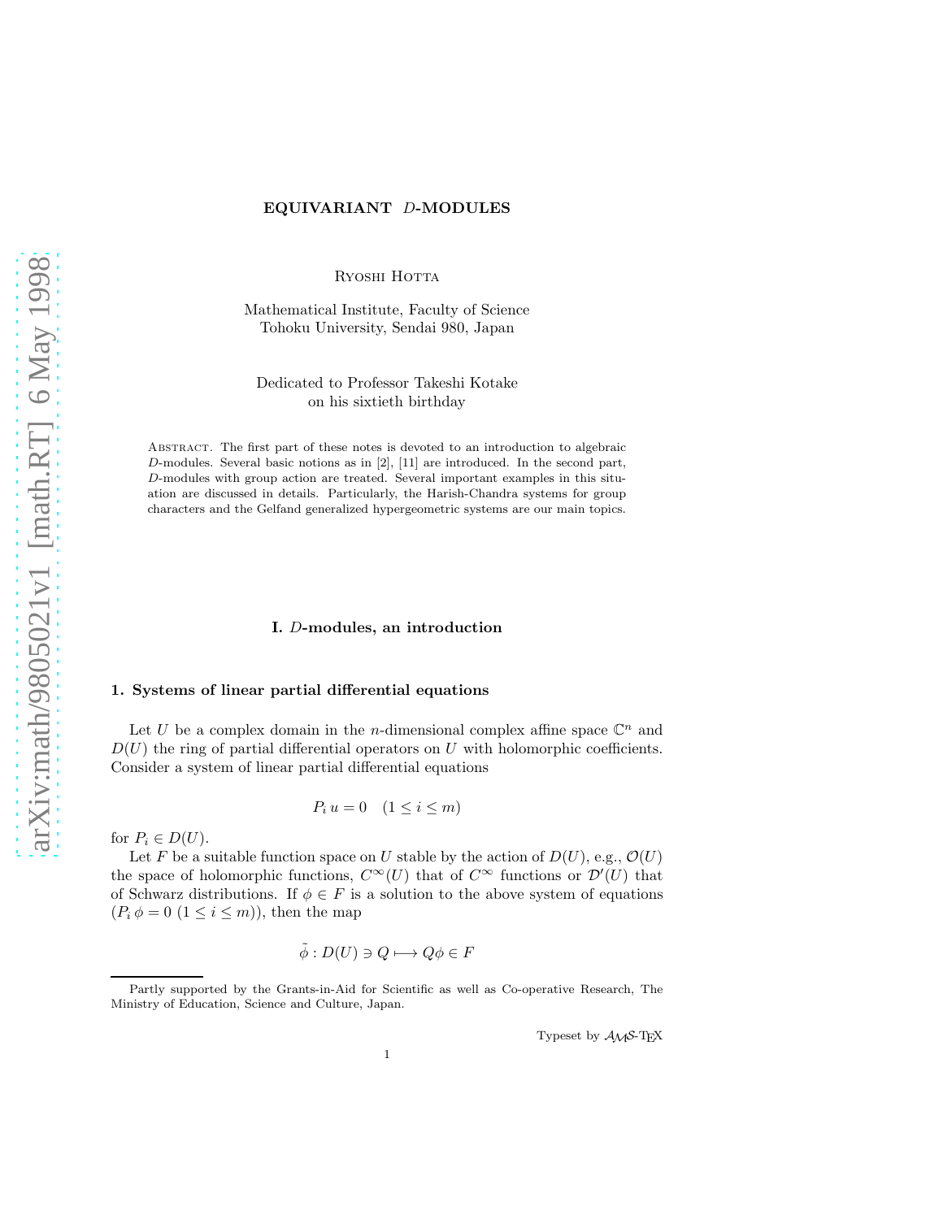# EQUIVARIANT $D$-MODULES

Ryoshi Hotta

Mathematical Institute, Faculty of Science
Tohoku University, Sendai 980, Japan

Dedicated to Professor Takeshi Kotake
on his sixtieth birthday

Abstract. The first part of these notes is devoted to an introduction to algebraic $D$-modules. Several basic notions as in [2], [11] are introduced. In the second part, $D$-modules with group action are treated. Several important examples in this situation are discussed in details. Particularly, the Harish-Chandra systems for group characters and the Gelfand generalized hypergeometric systems are our main topics.

## I. $D$-modules, an introduction

### 1. Systems of linear partial differential equations

Let $U$ be a complex domain in the $n$-dimensional complex affine space $\mathbb{C}^n$ and $D(U)$ the ring of partial differential operators on $U$ with holomorphic coefficients. Consider a system of linear partial differential equations

$$P_i\, u = 0 \quad (1 \le i \le m)$$

for $P_i \in D(U)$.

Let $F$ be a suitable function space on $U$ stable by the action of $D(U)$, e.g., $\mathcal{O}(U)$ the space of holomorphic functions, $C^\infty(U)$ that of $C^\infty$ functions or $\mathcal{D}'(U)$ that of Schwarz distributions. If $\phi \in F$ is a solution to the above system of equations ($P_i\, \phi = 0$ $(1 \le i \le m)$), then the map

$$\tilde{\phi} : D(U) \ni Q \longmapsto Q\phi \in F$$

Partly supported by the Grants-in-Aid for Scientific as well as Co-operative Research, The Ministry of Education, Science and Culture, Japan.

Typeset by $\mathcal{A}\mathcal{M}\mathcal{S}$-TEX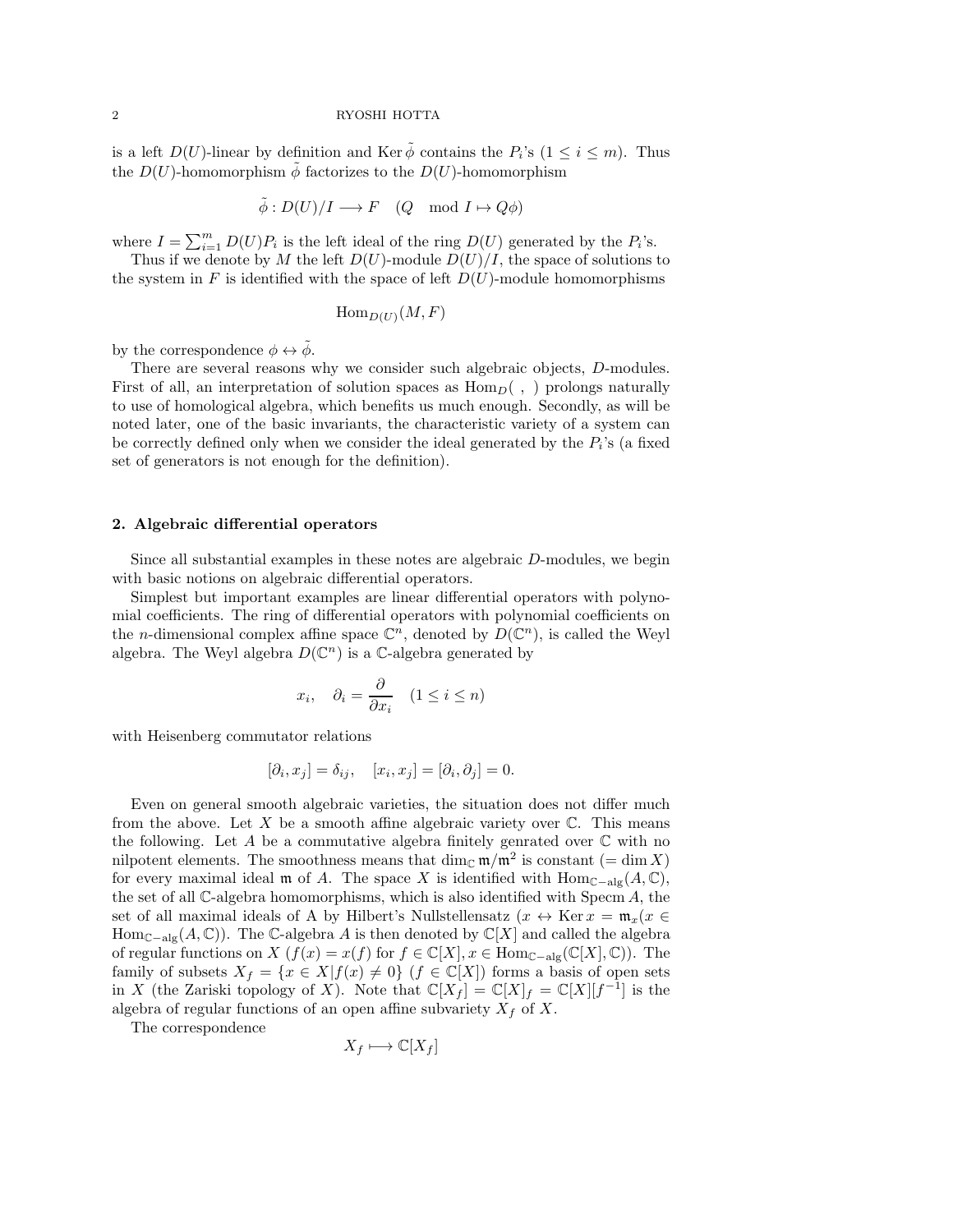is a left $D(U)$-linear by definition and $\operatorname{Ker} \tilde{\phi}$ contains the $P_i$'s ($1 \leq i \leq m$). Thus the $D(U)$-homomorphism $\tilde{\phi}$ factorizes to the $D(U)$-homomorphism

$$\tilde{\phi} : D(U)/I \longrightarrow F \quad (Q \mod I \mapsto Q\phi)$$

where $I = \sum_{i=1}^{m} D(U)P_i$ is the left ideal of the ring $D(U)$ generated by the $P_i$'s.

Thus if we denote by $M$ the left $D(U)$-module $D(U)/I$, the space of solutions to the system in $F$ is identified with the space of left $D(U)$-module homomorphisms

$$\operatorname{Hom}_{D(U)}(M, F)$$

by the correspondence $\phi \leftrightarrow \tilde{\phi}$.

There are several reasons why we consider such algebraic objects, $D$-modules. First of all, an interpretation of solution spaces as $\operatorname{Hom}_D( \ , \ )$ prolongs naturally to use of homological algebra, which benefits us much enough. Secondly, as will be noted later, one of the basic invariants, the characteristic variety of a system can be correctly defined only when we consider the ideal generated by the $P_i$'s (a fixed set of generators is not enough for the definition).

## 2. Algebraic differential operators

Since all substantial examples in these notes are algebraic $D$-modules, we begin with basic notions on algebraic differential operators.

Simplest but important examples are linear differential operators with polynomial coefficients. The ring of differential operators with polynomial coefficients on the $n$-dimensional complex affine space $\mathbb{C}^n$, denoted by $D(\mathbb{C}^n)$, is called the Weyl algebra. The Weyl algebra $D(\mathbb{C}^n)$ is a $\mathbb{C}$-algebra generated by

$$x_i, \quad \partial_i = \frac{\partial}{\partial x_i} \quad (1 \leq i \leq n)$$

with Heisenberg commutator relations

$$[\partial_i, x_j] = \delta_{ij}, \quad [x_i, x_j] = [\partial_i, \partial_j] = 0.$$

Even on general smooth algebraic varieties, the situation does not differ much from the above. Let $X$ be a smooth affine algebraic variety over $\mathbb{C}$. This means the following. Let $A$ be a commutative algebra finitely genrated over $\mathbb{C}$ with no nilpotent elements. The smoothness means that $\dim_{\mathbb{C}} \mathfrak{m}/\mathfrak{m}^2$ is constant ($= \dim X$) for every maximal ideal $\mathfrak{m}$ of $A$. The space $X$ is identified with $\operatorname{Hom}_{\mathbb{C}-\mathrm{alg}}(A, \mathbb{C})$, the set of all $\mathbb{C}$-algebra homomorphisms, which is also identified with $\operatorname{Specm} A$, the set of all maximal ideals of A by Hilbert's Nullstellensatz ($x \leftrightarrow \operatorname{Ker} x = \mathfrak{m}_x (x \in \operatorname{Hom}_{\mathbb{C}-\mathrm{alg}}(A, \mathbb{C})$). The $\mathbb{C}$-algebra $A$ is then denoted by $\mathbb{C}[X]$ and called the algebra of regular functions on $X$ ($f(x) = x(f)$ for $f \in \mathbb{C}[X], x \in \operatorname{Hom}_{\mathbb{C}-\mathrm{alg}}(\mathbb{C}[X], \mathbb{C})$). The family of subsets $X_f = \{x \in X | f(x) \neq 0\}$ ($f \in \mathbb{C}[X]$) forms a basis of open sets in $X$ (the Zariski topology of $X$). Note that $\mathbb{C}[X_f] = \mathbb{C}[X]_f = \mathbb{C}[X][f^{-1}]$ is the algebra of regular functions of an open affine subvariety $X_f$ of $X$.

The correspondence

$$X_f \longmapsto \mathbb{C}[X_f]$$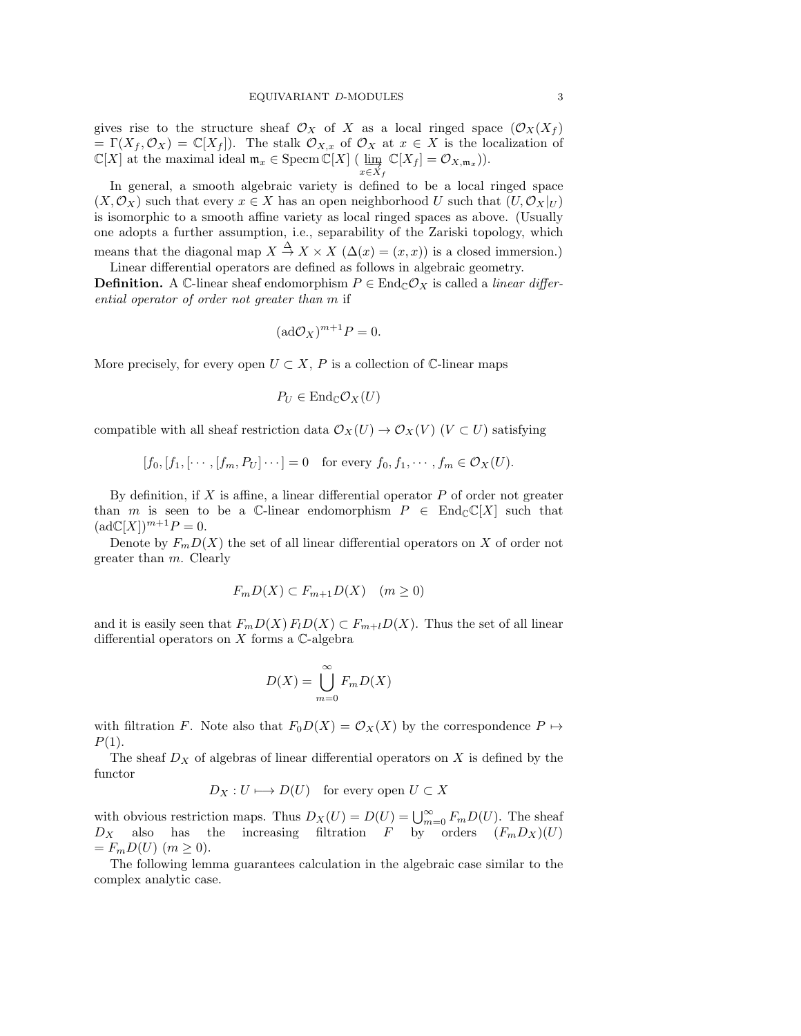gives rise to the structure sheaf $\mathcal{O}_X$ of $X$ as a local ringed space ($\mathcal{O}_X(X_f) = \Gamma(X_f, \mathcal{O}_X) = \mathbb{C}[X_f]$). The stalk $\mathcal{O}_{X,x}$ of $\mathcal{O}_X$ at $x \in X$ is the localization of $\mathbb{C}[X]$ at the maximal ideal $\mathfrak{m}_x \in \operatorname{Specm} \mathbb{C}[X]$ ($\varinjlim_{x \in X_f} \mathbb{C}[X_f] = \mathcal{O}_{X,\mathfrak{m}_x}$)).

In general, a smooth algebraic variety is defined to be a local ringed space $(X, \mathcal{O}_X)$ such that every $x \in X$ has an open neighborhood $U$ such that $(U, \mathcal{O}_X|_U)$ is isomorphic to a smooth affine variety as local ringed spaces as above. (Usually one adopts a further assumption, i.e., separability of the Zariski topology, which means that the diagonal map $X \xrightarrow{\Delta} X \times X$ ($\Delta(x) = (x, x)$) is a closed immersion.)

Linear differential operators are defined as follows in algebraic geometry.

**Definition.** A $\mathbb{C}$-linear sheaf endomorphism $P \in \operatorname{End}_{\mathbb{C}} \mathcal{O}_X$ is called a *linear differential operator of order not greater than m* if

$$(\operatorname{ad}\mathcal{O}_X)^{m+1} P = 0.$$

More precisely, for every open $U \subset X$, $P$ is a collection of $\mathbb{C}$-linear maps

$$P_U \in \operatorname{End}_{\mathbb{C}} \mathcal{O}_X(U)$$

compatible with all sheaf restriction data $\mathcal{O}_X(U) \to \mathcal{O}_X(V)$ ($V \subset U$) satisfying

$$[f_0, [f_1, [\cdots, [f_m, P_U] \cdots] = 0 \quad \text{for every } f_0, f_1, \cdots, f_m \in \mathcal{O}_X(U).$$

By definition, if $X$ is affine, a linear differential operator $P$ of order not greater than $m$ is seen to be a $\mathbb{C}$-linear endomorphism $P \in \operatorname{End}_{\mathbb{C}} \mathbb{C}[X]$ such that $(\operatorname{ad}\mathbb{C}[X])^{m+1} P = 0$.

Denote by $F_m D(X)$ the set of all linear differential operators on $X$ of order not greater than $m$. Clearly

$$F_m D(X) \subset F_{m+1} D(X) \quad (m \geq 0)$$

and it is easily seen that $F_m D(X)\, F_l D(X) \subset F_{m+l} D(X)$. Thus the set of all linear differential operators on $X$ forms a $\mathbb{C}$-algebra

$$D(X) = \bigcup_{m=0}^{\infty} F_m D(X)$$

with filtration $F$. Note also that $F_0 D(X) = \mathcal{O}_X(X)$ by the correspondence $P \mapsto P(1)$.

The sheaf $D_X$ of algebras of linear differential operators on $X$ is defined by the functor

$$D_X : U \longmapsto D(U) \quad \text{for every open } U \subset X$$

with obvious restriction maps. Thus $D_X(U) = D(U) = \bigcup_{m=0}^{\infty} F_m D(U)$. The sheaf $D_X$ also has the increasing filtration $F$ by orders $(F_m D_X)(U) = F_m D(U)$ ($m \geq 0$).

The following lemma guarantees calculation in the algebraic case similar to the complex analytic case.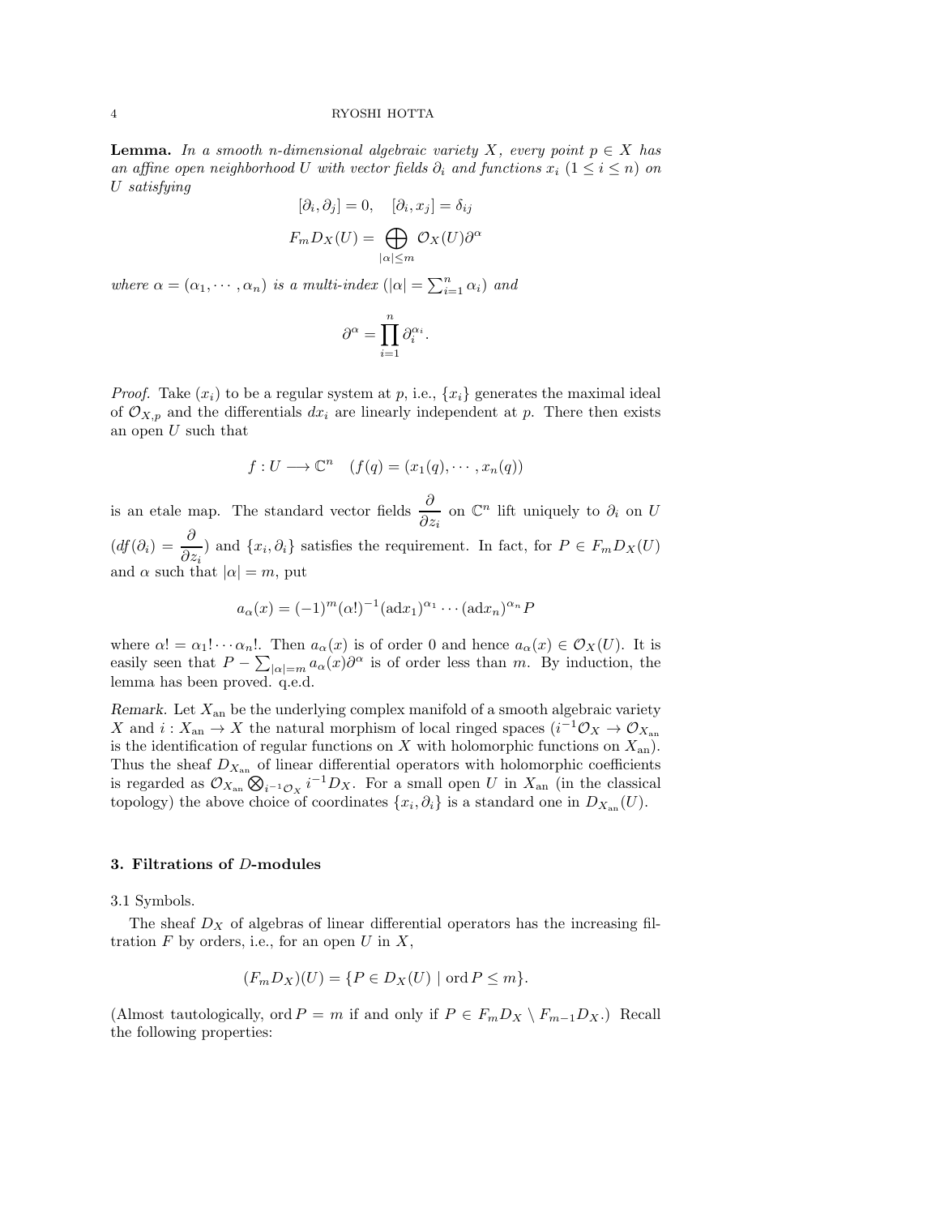**Lemma.** *In a smooth $n$-dimensional algebraic variety $X$, every point $p \in X$ has an affine open neighborhood $U$ with vector fields $\partial_i$ and functions $x_i$ $(1 \leq i \leq n)$ on $U$ satisfying*

$$[\partial_i, \partial_j] = 0, \quad [\partial_i, x_j] = \delta_{ij}$$

$$F_m D_X(U) = \bigoplus_{|\alpha| \leq m} \mathcal{O}_X(U)\partial^\alpha$$

*where $\alpha = (\alpha_1, \cdots, \alpha_n)$ is a multi-index $(|\alpha| = \sum_{i=1}^n \alpha_i)$ and*

$$\partial^\alpha = \prod_{i=1}^n \partial_i^{\alpha_i}.$$

*Proof.* Take $(x_i)$ to be a regular system at $p$, i.e., $\{x_i\}$ generates the maximal ideal of $\mathcal{O}_{X,p}$ and the differentials $dx_i$ are linearly independent at $p$. There then exists an open $U$ such that

$$f : U \longrightarrow \mathbb{C}^n \quad (f(q) = (x_1(q), \cdots, x_n(q))$$

is an etale map. The standard vector fields $\dfrac{\partial}{\partial z_i}$ on $\mathbb{C}^n$ lift uniquely to $\partial_i$ on $U$ $(df(\partial_i) = \dfrac{\partial}{\partial z_i})$ and $\{x_i, \partial_i\}$ satisfies the requirement. In fact, for $P \in F_m D_X(U)$ and $\alpha$ such that $|\alpha| = m$, put

$$a_\alpha(x) = (-1)^m(\alpha!)^{-1}(\mathrm{ad}x_1)^{\alpha_1} \cdots (\mathrm{ad}x_n)^{\alpha_n} P$$

where $\alpha! = \alpha_1! \cdots \alpha_n!$. Then $a_\alpha(x)$ is of order 0 and hence $a_\alpha(x) \in \mathcal{O}_X(U)$. It is easily seen that $P - \sum_{|\alpha|=m} a_\alpha(x)\partial^\alpha$ is of order less than $m$. By induction, the lemma has been proved. q.e.d.

*Remark.* Let $X_{\mathrm{an}}$ be the underlying complex manifold of a smooth algebraic variety $X$ and $i : X_{\mathrm{an}} \to X$ the natural morphism of local ringed spaces ($i^{-1}\mathcal{O}_X \to \mathcal{O}_{X_{\mathrm{an}}}$ is the identification of regular functions on $X$ with holomorphic functions on $X_{\mathrm{an}}$). Thus the sheaf $D_{X_{\mathrm{an}}}$ of linear differential operators with holomorphic coefficients is regarded as $\mathcal{O}_{X_{\mathrm{an}}} \bigotimes_{i^{-1}\mathcal{O}_X} i^{-1}D_X$. For a small open $U$ in $X_{\mathrm{an}}$ (in the classical topology) the above choice of coordinates $\{x_i, \partial_i\}$ is a standard one in $D_{X_{\mathrm{an}}}(U)$.

### 3. Filtrations of $D$-modules

3.1 Symbols.

The sheaf $D_X$ of algebras of linear differential operators has the increasing filtration $F$ by orders, i.e., for an open $U$ in $X$,

$$(F_m D_X)(U) = \{P \in D_X(U) \mid \operatorname{ord} P \leq m\}.$$

(Almost tautologically, $\operatorname{ord} P = m$ if and only if $P \in F_m D_X \setminus F_{m-1} D_X$.) Recall the following properties: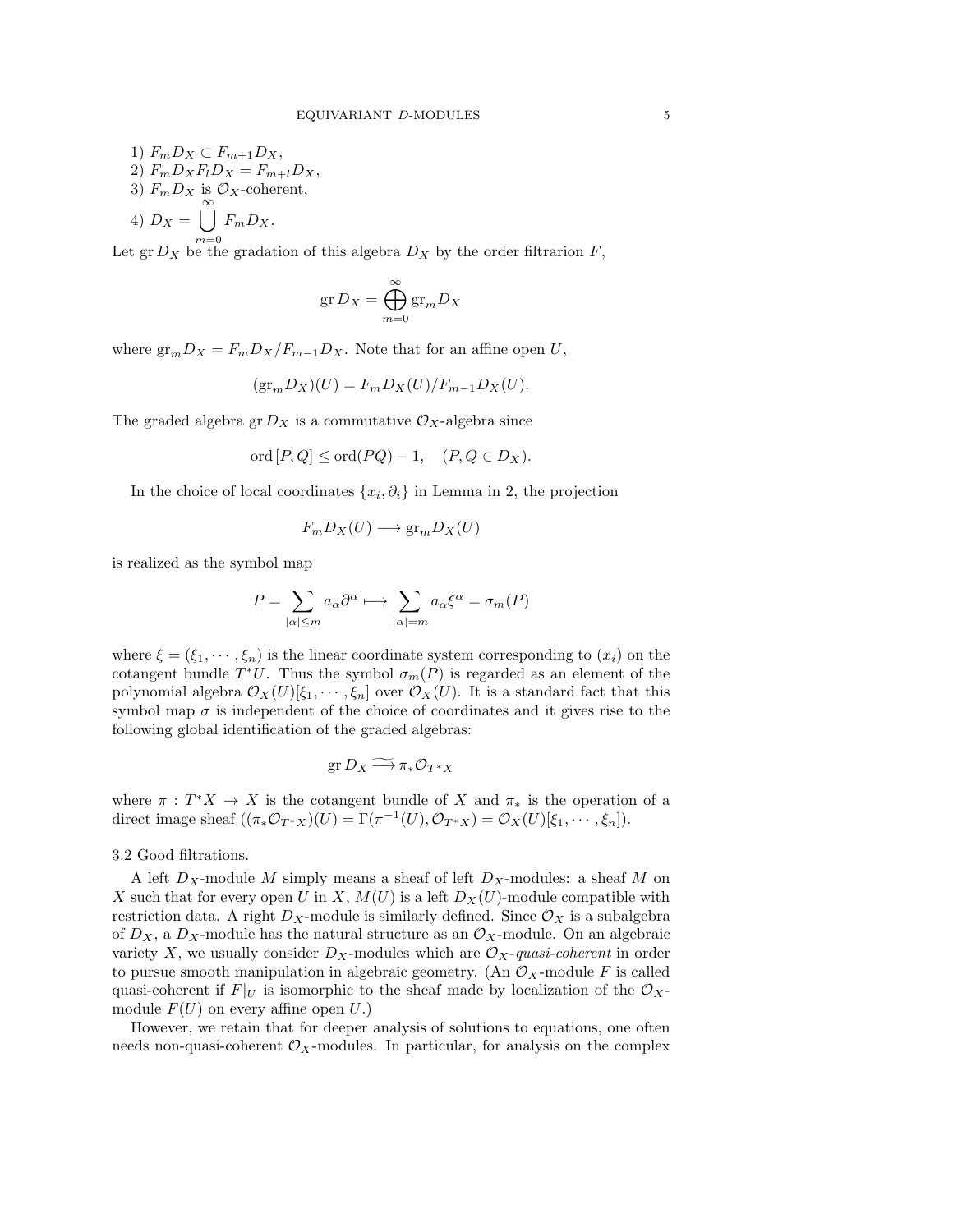1) $F_m D_X \subset F_{m+1} D_X$,
2) $F_m D_X F_l D_X = F_{m+l} D_X$,
3) $F_m D_X$ is $\mathcal{O}_X$-coherent,
4) $D_X = \bigcup_{m=0}^{\infty} F_m D_X$.

Let $\operatorname{gr} D_X$ be the gradation of this algebra $D_X$ by the order filtrarion $F$,

$$\operatorname{gr} D_X = \bigoplus_{m=0}^{\infty} \operatorname{gr}_m D_X$$

where $\operatorname{gr}_m D_X = F_m D_X / F_{m-1} D_X$. Note that for an affine open $U$,

$$(\operatorname{gr}_m D_X)(U) = F_m D_X(U)/F_{m-1} D_X(U).$$

The graded algebra $\operatorname{gr} D_X$ is a commutative $\mathcal{O}_X$-algebra since

$$\operatorname{ord}[P, Q] \leq \operatorname{ord}(PQ) - 1, \quad (P, Q \in D_X).$$

In the choice of local coordinates $\{x_i, \partial_i\}$ in Lemma in 2, the projection

$$F_m D_X(U) \longrightarrow \operatorname{gr}_m D_X(U)$$

is realized as the symbol map

$$P = \sum_{|\alpha| \leq m} a_\alpha \partial^\alpha \longmapsto \sum_{|\alpha| = m} a_\alpha \xi^\alpha = \sigma_m(P)$$

where $\xi = (\xi_1, \cdots, \xi_n)$ is the linear coordinate system corresponding to $(x_i)$ on the cotangent bundle $T^*U$. Thus the symbol $\sigma_m(P)$ is regarded as an element of the polynomial algebra $\mathcal{O}_X(U)[\xi_1, \cdots, \xi_n]$ over $\mathcal{O}_X(U)$. It is a standard fact that this symbol map $\sigma$ is independent of the choice of coordinates and it gives rise to the following global identification of the graded algebras:

$$\operatorname{gr} D_X \stackrel{\sim}{\longrightarrow} \pi_* \mathcal{O}_{T^*X}$$

where $\pi : T^*X \to X$ is the cotangent bundle of $X$ and $\pi_*$ is the operation of a direct image sheaf $((\pi_* \mathcal{O}_{T^*X})(U) = \Gamma(\pi^{-1}(U), \mathcal{O}_{T^*X}) = \mathcal{O}_X(U)[\xi_1, \cdots, \xi_n])$.

3.2 Good filtrations.

A left $D_X$-module $M$ simply means a sheaf of left $D_X$-modules: a sheaf $M$ on $X$ such that for every open $U$ in $X$, $M(U)$ is a left $D_X(U)$-module compatible with restriction data. A right $D_X$-module is similarly defined. Since $\mathcal{O}_X$ is a subalgebra of $D_X$, a $D_X$-module has the natural structure as an $\mathcal{O}_X$-module. On an algebraic variety $X$, we usually consider $D_X$-modules which are $\mathcal{O}_X$-*quasi-coherent* in order to pursue smooth manipulation in algebraic geometry. (An $\mathcal{O}_X$-module $F$ is called quasi-coherent if $F|_U$ is isomorphic to the sheaf made by localization of the $\mathcal{O}_X$-module $F(U)$ on every affine open $U$.)

However, we retain that for deeper analysis of solutions to equations, one often needs non-quasi-coherent $\mathcal{O}_X$-modules. In particular, for analysis on the complex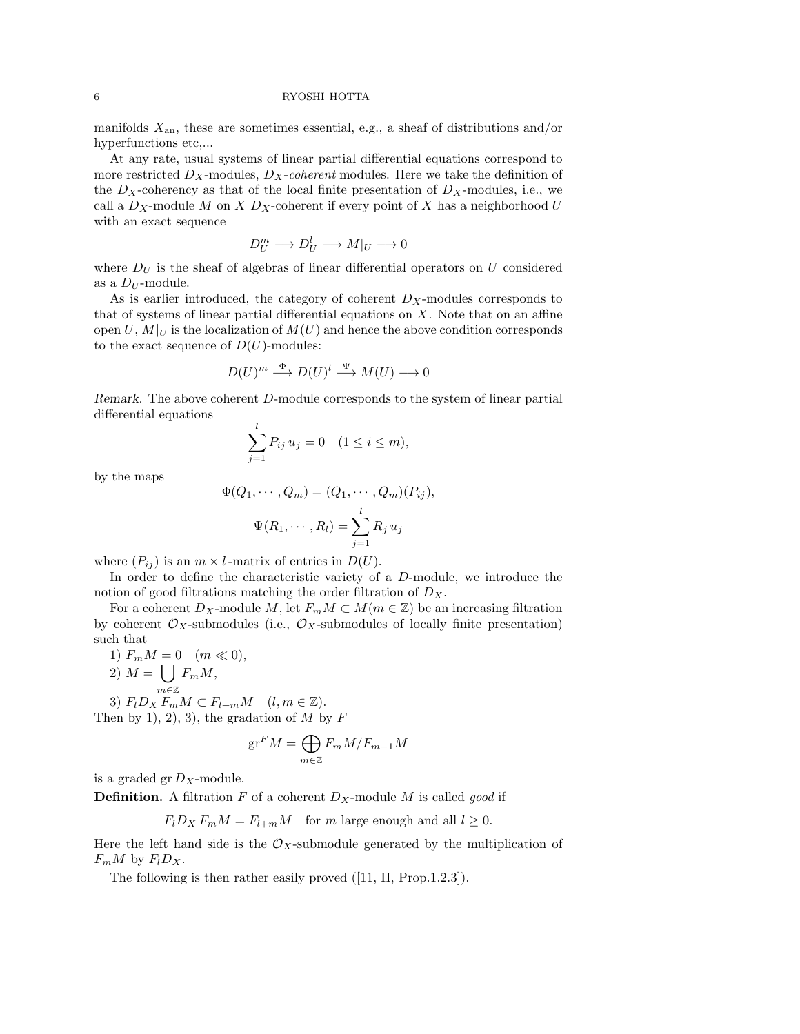manifolds $X_{\rm an}$, these are sometimes essential, e.g., a sheaf of distributions and/or hyperfunctions etc,...

At any rate, usual systems of linear partial differential equations correspond to more restricted $D_X$-modules, $D_X$-*coherent* modules. Here we take the definition of the $D_X$-coherency as that of the local finite presentation of $D_X$-modules, i.e., we call a $D_X$-module $M$ on $X$ $D_X$-coherent if every point of $X$ has a neighborhood $U$ with an exact sequence

$$D_U^m \longrightarrow D_U^l \longrightarrow M|_U \longrightarrow 0$$

where $D_U$ is the sheaf of algebras of linear differential operators on $U$ considered as a $D_U$-module.

As is earlier introduced, the category of coherent $D_X$-modules corresponds to that of systems of linear partial differential equations on $X$. Note that on an affine open $U$, $M|_U$ is the localization of $M(U)$ and hence the above condition corresponds to the exact sequence of $D(U)$-modules:

$$D(U)^m \xrightarrow{\ \Phi\ } D(U)^l \xrightarrow{\ \Psi\ } M(U) \longrightarrow 0$$

*Remark.* The above coherent $D$-module corresponds to the system of linear partial differential equations

$$\sum_{j=1}^{l} P_{ij}\, u_j = 0 \quad (1 \le i \le m),$$

by the maps

$$\Phi(Q_1, \cdots, Q_m) = (Q_1, \cdots, Q_m)(P_{ij}),$$

$$\Psi(R_1, \cdots, R_l) = \sum_{j=1}^{l} R_j\, u_j$$

where $(P_{ij})$ is an $m \times l$-matrix of entries in $D(U)$.

In order to define the characteristic variety of a $D$-module, we introduce the notion of good filtrations matching the order filtration of $D_X$.

For a coherent $D_X$-module $M$, let $F_m M \subset M (m \in \mathbb{Z})$ be an increasing filtration by coherent $\mathcal{O}_X$-submodules (i.e., $\mathcal{O}_X$-submodules of locally finite presentation) such that

1) $F_m M = 0 \quad (m \ll 0)$,
2) $M = \bigcup_{m \in \mathbb{Z}} F_m M$,
3) $F_l D_X\, F_m M \subset F_{l+m} M \quad (l, m \in \mathbb{Z})$.

Then by 1), 2), 3), the gradation of $M$ by $F$

$$\mathrm{gr}^F M = \bigoplus_{m \in \mathbb{Z}} F_m M / F_{m-1} M$$

is a graded $\mathrm{gr}\, D_X$-module.

**Definition.** A filtration $F$ of a coherent $D_X$-module $M$ is called *good* if

$$F_l D_X\, F_m M = F_{l+m} M \quad \text{for } m \text{ large enough and all } l \ge 0.$$

Here the left hand side is the $\mathcal{O}_X$-submodule generated by the multiplication of $F_m M$ by $F_l D_X$.

The following is then rather easily proved ([11, II, Prop.1.2.3]).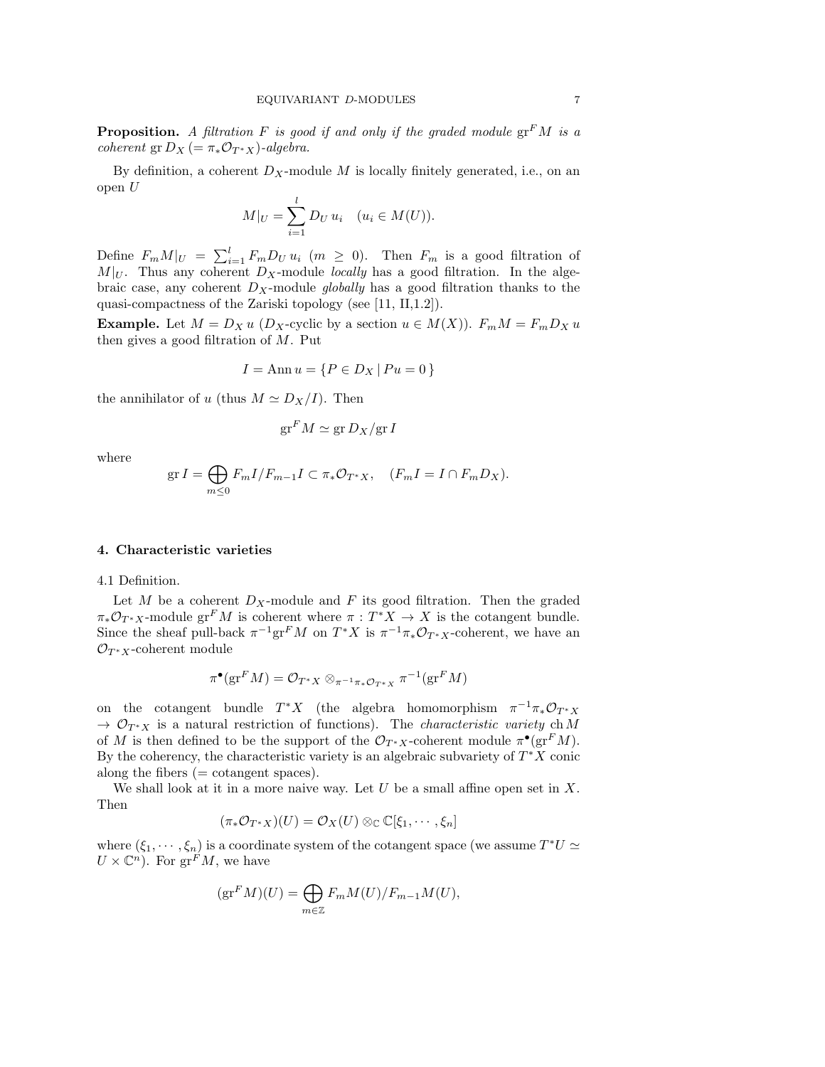**Proposition.** *A filtration $F$ is good if and only if the graded module $\mathrm{gr}^F M$ is a coherent $\mathrm{gr}\, D_X$ $(= \pi_* \mathcal{O}_{T^*X})$-algebra.*

By definition, a coherent $D_X$-module $M$ is locally finitely generated, i.e., on an open $U$

$$M|_U = \sum_{i=1}^{l} D_U\, u_i \quad (u_i \in M(U)).$$

Define $F_m M|_U = \sum_{i=1}^{l} F_m D_U\, u_i$ $(m \geq 0)$. Then $F_m$ is a good filtration of $M|_U$. Thus any coherent $D_X$-module *locally* has a good filtration. In the algebraic case, any coherent $D_X$-module *globally* has a good filtration thanks to the quasi-compactness of the Zariski topology (see [11, II,1.2]).

**Example.** Let $M = D_X\, u$ ($D_X$-cyclic by a section $u \in M(X)$). $F_m M = F_m D_X\, u$ then gives a good filtration of $M$. Put

$$I = \mathrm{Ann}\, u = \{ P \in D_X \mid Pu = 0 \}$$

the annihilator of $u$ (thus $M \simeq D_X/I$). Then

$$\mathrm{gr}^F M \simeq \mathrm{gr}\, D_X / \mathrm{gr}\, I$$

where

$$\mathrm{gr}\, I = \bigoplus_{m \leq 0} F_m I / F_{m-1} I \subset \pi_* \mathcal{O}_{T^*X}, \quad (F_m I = I \cap F_m D_X).$$

## 4. Characteristic varieties

4.1 Definition.

Let $M$ be a coherent $D_X$-module and $F$ its good filtration. Then the graded $\pi_* \mathcal{O}_{T^*X}$-module $\mathrm{gr}^F M$ is coherent where $\pi : T^*X \to X$ is the cotangent bundle. Since the sheaf pull-back $\pi^{-1} \mathrm{gr}^F M$ on $T^*X$ is $\pi^{-1} \pi_* \mathcal{O}_{T^*X}$-coherent, we have an $\mathcal{O}_{T^*X}$-coherent module

$$\pi^\bullet(\mathrm{gr}^F M) = \mathcal{O}_{T^*X} \otimes_{\pi^{-1}\pi_* \mathcal{O}_{T^*X}} \pi^{-1}(\mathrm{gr}^F M)$$

on the cotangent bundle $T^*X$ (the algebra homomorphism $\pi^{-1}\pi_* \mathcal{O}_{T^*X} \to \mathcal{O}_{T^*X}$ is a natural restriction of functions). The *characteristic variety* $\mathrm{ch}\, M$ of $M$ is then defined to be the support of the $\mathcal{O}_{T^*X}$-coherent module $\pi^\bullet(\mathrm{gr}^F M)$. By the coherency, the characteristic variety is an algebraic subvariety of $T^*X$ conic along the fibers (= cotangent spaces).

We shall look at it in a more naive way. Let $U$ be a small affine open set in $X$. Then

$$(\pi_* \mathcal{O}_{T^*X})(U) = \mathcal{O}_X(U) \otimes_{\mathbb{C}} \mathbb{C}[\xi_1, \cdots, \xi_n]$$

where $(\xi_1, \cdots, \xi_n)$ is a coordinate system of the cotangent space (we assume $T^*U \simeq U \times \mathbb{C}^n$). For $\mathrm{gr}^F M$, we have

$$(\mathrm{gr}^F M)(U) = \bigoplus_{m \in \mathbb{Z}} F_m M(U) / F_{m-1} M(U),$$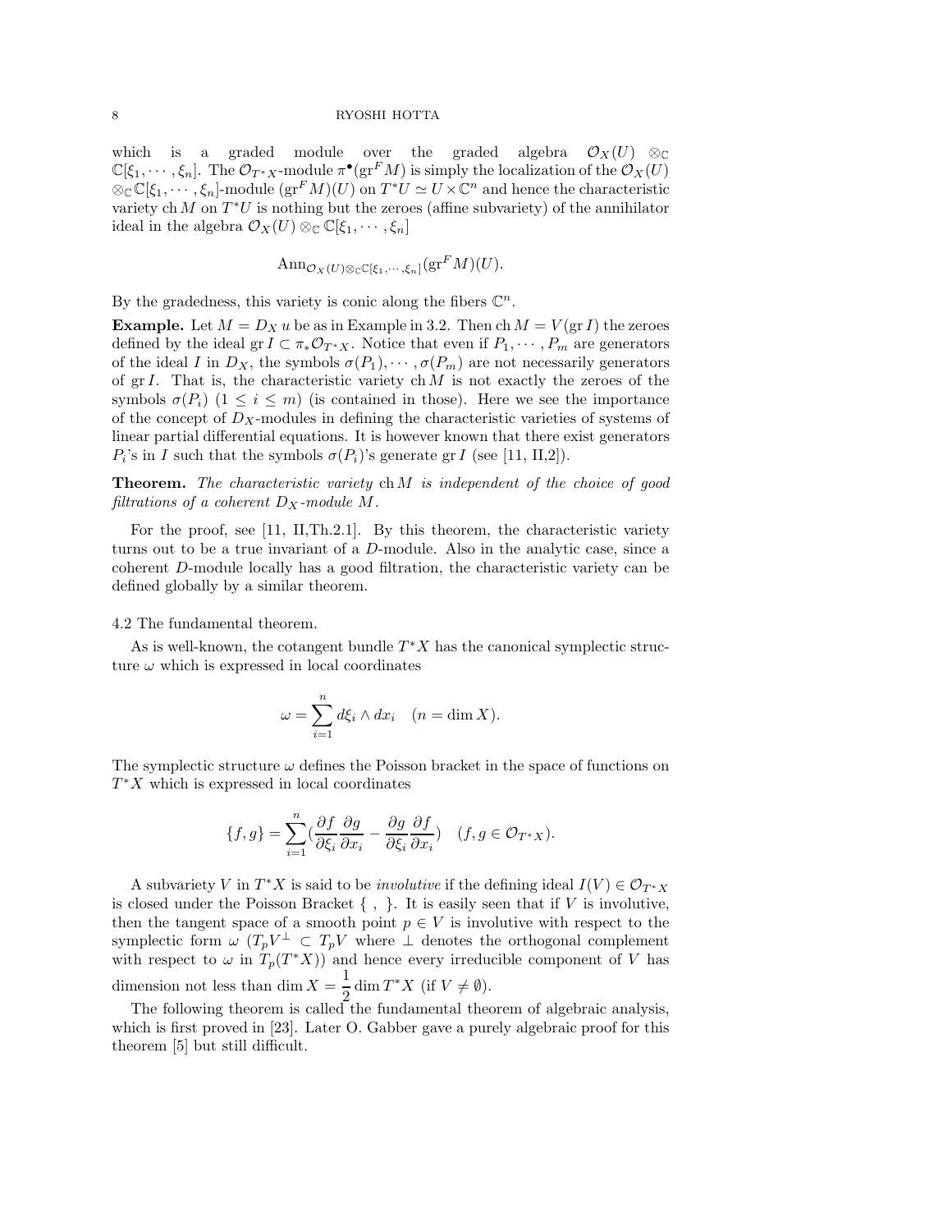which is a graded module over the graded algebra $\mathcal{O}_X(U) \otimes_{\mathbb{C}} \mathbb{C}[\xi_1, \cdots, \xi_n]$. The $\mathcal{O}_{T^*X}$-module $\pi^\bullet(\mathrm{gr}^F M)$ is simply the localization of the $\mathcal{O}_X(U) \otimes_{\mathbb{C}} \mathbb{C}[\xi_1, \cdots, \xi_n]$-module $(\mathrm{gr}^F M)(U)$ on $T^*U \simeq U \times \mathbb{C}^n$ and hence the characteristic variety $\mathrm{ch}\, M$ on $T^*U$ is nothing but the zeroes (affine subvariety) of the annihilator ideal in the algebra $\mathcal{O}_X(U) \otimes_{\mathbb{C}} \mathbb{C}[\xi_1, \cdots, \xi_n]$

$$\mathrm{Ann}_{\mathcal{O}_X(U) \otimes_{\mathbb{C}} \mathbb{C}[\xi_1, \cdots, \xi_n]}(\mathrm{gr}^F M)(U).$$

By the gradedness, this variety is conic along the fibers $\mathbb{C}^n$.

**Example.** Let $M = D_X\, u$ be as in Example in 3.2. Then $\mathrm{ch}\, M = V(\mathrm{gr}\, I)$ the zeroes defined by the ideal $\mathrm{gr}\, I \subset \pi_* \mathcal{O}_{T^*X}$. Notice that even if $P_1, \cdots, P_m$ are generators of the ideal $I$ in $D_X$, the symbols $\sigma(P_1), \cdots, \sigma(P_m)$ are not necessarily generators of $\mathrm{gr}\, I$. That is, the characteristic variety $\mathrm{ch}\, M$ is not exactly the zeroes of the symbols $\sigma(P_i)$ $(1 \le i \le m)$ (is contained in those). Here we see the importance of the concept of $D_X$-modules in defining the characteristic varieties of systems of linear partial differential equations. It is however known that there exist generators $P_i$'s in $I$ such that the symbols $\sigma(P_i)$'s generate $\mathrm{gr}\, I$ (see [11, II,2]).

**Theorem.** *The characteristic variety* $\mathrm{ch}\, M$ *is independent of the choice of good filtrations of a coherent* $D_X$*-module* $M$*.*

For the proof, see [11, II,Th.2.1]. By this theorem, the characteristic variety turns out to be a true invariant of a $D$-module. Also in the analytic case, since a coherent $D$-module locally has a good filtration, the characteristic variety can be defined globally by a similar theorem.

4.2 The fundamental theorem.

As is well-known, the cotangent bundle $T^*X$ has the canonical symplectic structure $\omega$ which is expressed in local coordinates

$$\omega = \sum_{i=1}^{n} d\xi_i \wedge dx_i \quad (n = \dim X).$$

The symplectic structure $\omega$ defines the Poisson bracket in the space of functions on $T^*X$ which is expressed in local coordinates

$$\{f, g\} = \sum_{i=1}^{n} \left(\frac{\partial f}{\partial \xi_i}\frac{\partial g}{\partial x_i} - \frac{\partial g}{\partial \xi_i}\frac{\partial f}{\partial x_i}\right) \quad (f, g \in \mathcal{O}_{T^*X}).$$

A subvariety $V$ in $T^*X$ is said to be *involutive* if the defining ideal $I(V) \in \mathcal{O}_{T^*X}$ is closed under the Poisson Bracket $\{\ ,\ \}$. It is easily seen that if $V$ is involutive, then the tangent space of a smooth point $p \in V$ is involutive with respect to the symplectic form $\omega$ ($T_pV^\perp \subset T_pV$ where $\perp$ denotes the orthogonal complement with respect to $\omega$ in $T_p(T^*X)$) and hence every irreducible component of $V$ has dimension not less than $\dim X = \dfrac{1}{2} \dim T^*X$ (if $V \neq \emptyset$).

The following theorem is called the fundamental theorem of algebraic analysis, which is first proved in [23]. Later O. Gabber gave a purely algebraic proof for this theorem [5] but still difficult.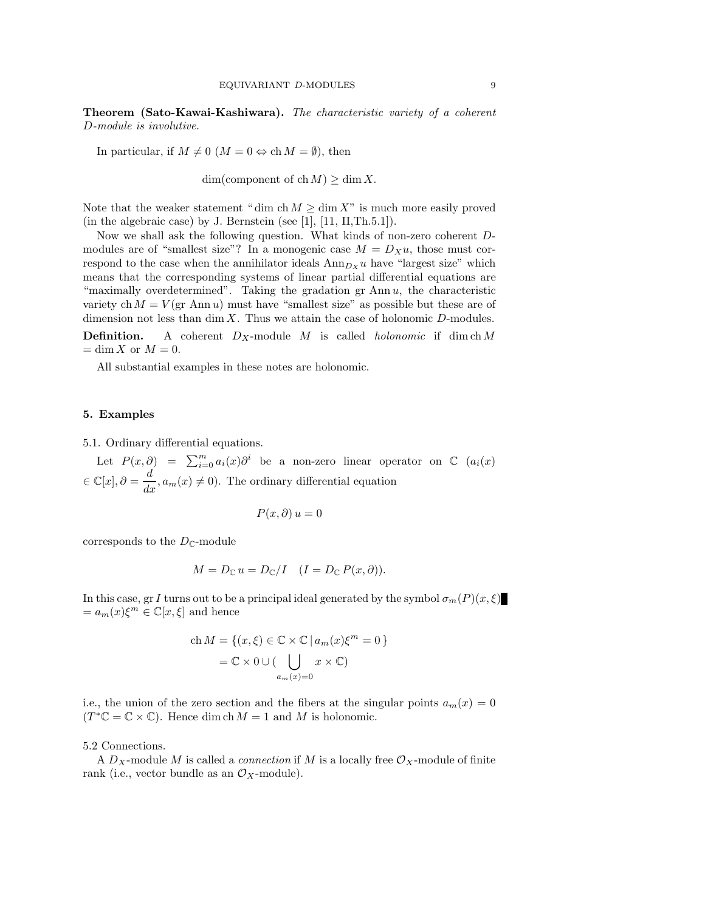**Theorem (Sato-Kawai-Kashiwara).** *The characteristic variety of a coherent D-module is involutive.*

In particular, if $M \neq 0$ ($M = 0 \Leftrightarrow \mathrm{ch}\, M = \emptyset$), then

$$\dim(\text{component of } \mathrm{ch}\, M) \geq \dim X.$$

Note that the weaker statement "$\dim \mathrm{ch}\, M \geq \dim X$" is much more easily proved (in the algebraic case) by J. Bernstein (see [1], [11, II,Th.5.1]).

Now we shall ask the following question. What kinds of non-zero coherent $D$-modules are of "smallest size"? In a monogenic case $M = D_X u$, those must correspond to the case when the annihilator ideals $\mathrm{Ann}_{D_X} u$ have "largest size" which means that the corresponding systems of linear partial differential equations are "maximally overdetermined". Taking the gradation $\mathrm{gr}\, \mathrm{Ann}\, u$, the characteristic variety $\mathrm{ch}\, M = V(\mathrm{gr}\, \mathrm{Ann}\, u)$ must have "smallest size" as possible but these are of dimension not less than $\dim X$. Thus we attain the case of holonomic $D$-modules.

**Definition.** A coherent $D_X$-module $M$ is called *holonomic* if $\dim \mathrm{ch}\, M = \dim X$ or $M = 0$.

All substantial examples in these notes are holonomic.

## 5. Examples

5.1. Ordinary differential equations.

Let $P(x, \partial) = \sum_{i=0}^{m} a_i(x) \partial^i$ be a non-zero linear operator on $\mathbb{C}$ ($a_i(x) \in \mathbb{C}[x], \partial = \dfrac{d}{dx}, a_m(x) \neq 0$). The ordinary differential equation

$$P(x, \partial)\, u = 0$$

corresponds to the $D_{\mathbb{C}}$-module

$$M = D_{\mathbb{C}}\, u = D_{\mathbb{C}}/I \quad (I = D_{\mathbb{C}}\, P(x, \partial)).$$

In this case, $\mathrm{gr}\, I$ turns out to be a principal ideal generated by the symbol $\sigma_m(P)(x, \xi) = a_m(x) \xi^m \in \mathbb{C}[x, \xi]$ and hence

$$\begin{aligned}
\mathrm{ch}\, M &= \{(x, \xi) \in \mathbb{C} \times \mathbb{C} \mid a_m(x) \xi^m = 0\,\} \\
&= \mathbb{C} \times 0 \cup \Big( \bigcup_{a_m(x)=0} x \times \mathbb{C} \Big)
\end{aligned}$$

i.e., the union of the zero section and the fibers at the singular points $a_m(x) = 0$ ($T^*\mathbb{C} = \mathbb{C} \times \mathbb{C}$). Hence $\dim \mathrm{ch}\, M = 1$ and $M$ is holonomic.

5.2 Connections.

A $D_X$-module $M$ is called a *connection* if $M$ is a locally free $\mathcal{O}_X$-module of finite rank (i.e., vector bundle as an $\mathcal{O}_X$-module).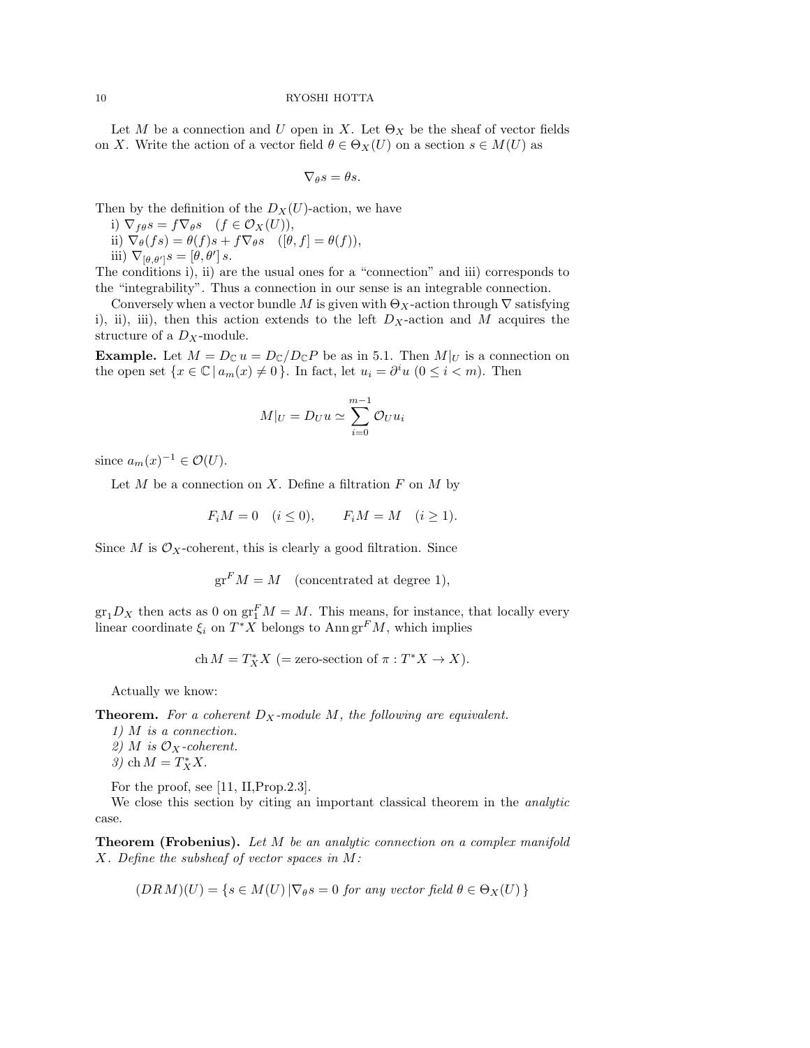Let $M$ be a connection and $U$ open in $X$. Let $\Theta_X$ be the sheaf of vector fields on $X$. Write the action of a vector field $\theta \in \Theta_X(U)$ on a section $s \in M(U)$ as

$$\nabla_\theta s = \theta s.$$

Then by the definition of the $D_X(U)$-action, we have

i) $\nabla_{f\theta} s = f \nabla_\theta s \quad (f \in \mathcal{O}_X(U))$,
ii) $\nabla_\theta(fs) = \theta(f)s + f\nabla_\theta s \quad ([\theta, f] = \theta(f))$,
iii) $\nabla_{[\theta,\theta']} s = [\theta, \theta']\, s$.

The conditions i), ii) are the usual ones for a "connection" and iii) corresponds to the "integrability". Thus a connection in our sense is an integrable connection.

Conversely when a vector bundle $M$ is given with $\Theta_X$-action through $\nabla$ satisfying i), ii), iii), then this action extends to the left $D_X$-action and $M$ acquires the structure of a $D_X$-module.

**Example.** Let $M = D_{\mathbb{C}}\, u = D_{\mathbb{C}}/D_{\mathbb{C}}P$ be as in 5.1. Then $M|_U$ is a connection on the open set $\{x \in \mathbb{C} \,|\, a_m(x) \neq 0\}$. In fact, let $u_i = \partial^i u$ $(0 \le i < m)$. Then

$$M|_U = D_U u \simeq \sum_{i=0}^{m-1} \mathcal{O}_U u_i$$

since $a_m(x)^{-1} \in \mathcal{O}(U)$.

Let $M$ be a connection on $X$. Define a filtration $F$ on $M$ by

$$F_i M = 0 \quad (i \le 0), \qquad F_i M = M \quad (i \ge 1).$$

Since $M$ is $\mathcal{O}_X$-coherent, this is clearly a good filtration. Since

$$\mathrm{gr}^F M = M \quad \text{(concentrated at degree 1)},$$

$\mathrm{gr}_1 D_X$ then acts as 0 on $\mathrm{gr}_1^F M = M$. This means, for instance, that locally every linear coordinate $\xi_i$ on $T^*X$ belongs to $\mathrm{Ann}\,\mathrm{gr}^F M$, which implies

$$\mathrm{ch}\, M = T^*_X X \ (= \text{zero-section of } \pi : T^*X \to X).$$

Actually we know:

**Theorem.** *For a coherent $D_X$-module $M$, the following are equivalent.*
*1) $M$ is a connection.*
*2) $M$ is $\mathcal{O}_X$-coherent.*
*3) $\mathrm{ch}\, M = T^*_X X$.*

For the proof, see [11, II,Prop.2.3].

We close this section by citing an important classical theorem in the *analytic* case.

**Theorem (Frobenius).** *Let $M$ be an analytic connection on a complex manifold $X$. Define the subsheaf of vector spaces in $M$:*

$$(DR\, M)(U) = \{s \in M(U) \,|\, \nabla_\theta s = 0 \textit{ for any vector field } \theta \in \Theta_X(U)\,\}$$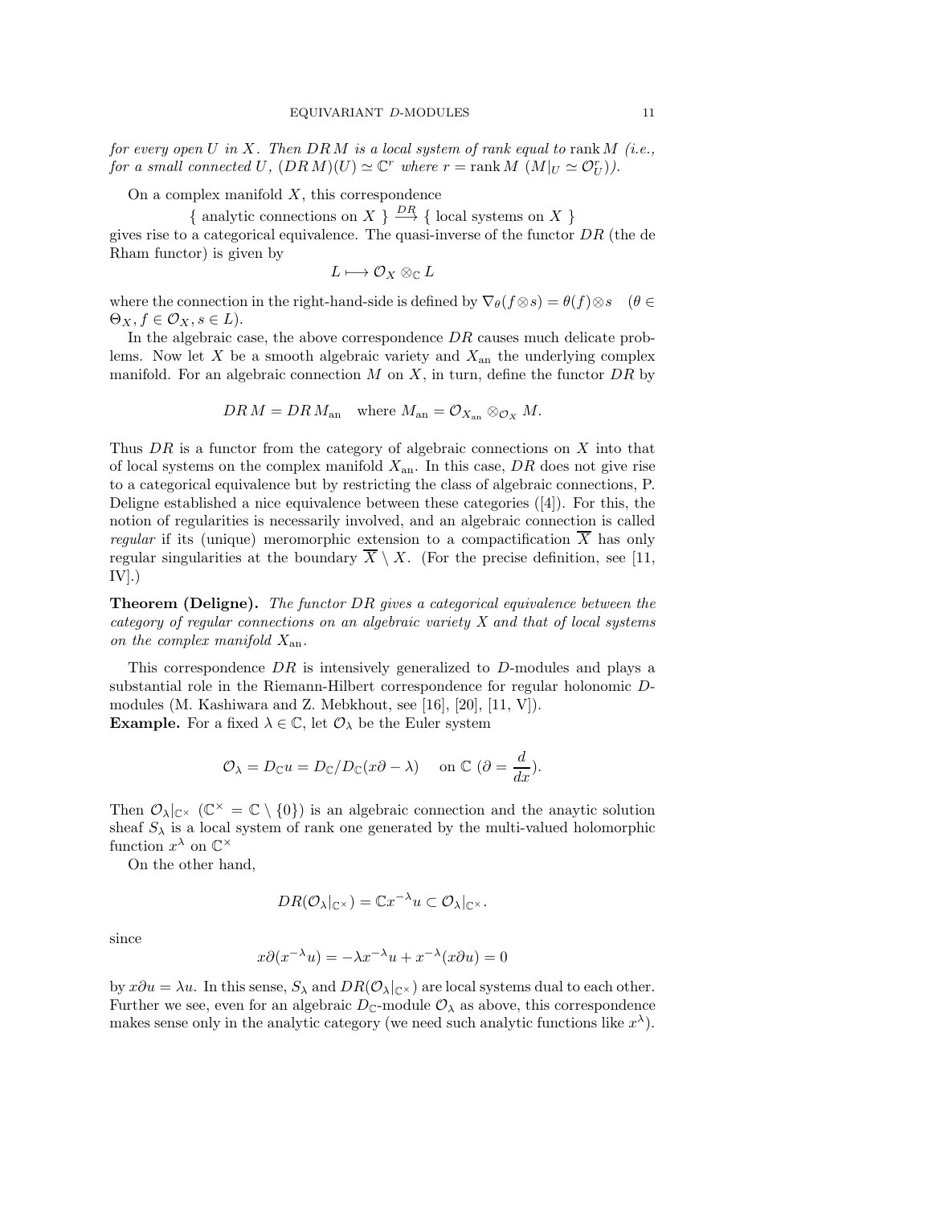*for every open $U$ in $X$. Then $DR\,M$ is a local system of rank equal to* $\operatorname{rank} M$ *(i.e., for a small connected $U$, $(DR\,M)(U) \simeq \mathbb{C}^r$ where $r = \operatorname{rank} M$ $(M|_U \simeq \mathcal{O}_U^r)$).*

On a complex manifold $X$, this correspondence

$$\{ \text{ analytic connections on } X \ \} \xrightarrow{DR} \{ \text{ local systems on } X \ \}$$

gives rise to a categorical equivalence. The quasi-inverse of the functor $DR$ (the de Rham functor) is given by

$$L \longmapsto \mathcal{O}_X \otimes_{\mathbb{C}} L$$

where the connection in the right-hand-side is defined by $\nabla_\theta(f \otimes s) = \theta(f) \otimes s \quad (\theta \in \Theta_X, f \in \mathcal{O}_X, s \in L)$.

In the algebraic case, the above correspondence $DR$ causes much delicate problems. Now let $X$ be a smooth algebraic variety and $X_{\text{an}}$ the underlying complex manifold. For an algebraic connection $M$ on $X$, in turn, define the functor $DR$ by

$$DR\,M = DR\,M_{\text{an}} \quad \text{where } M_{\text{an}} = \mathcal{O}_{X_{\text{an}}} \otimes_{\mathcal{O}_X} M.$$

Thus $DR$ is a functor from the category of algebraic connections on $X$ into that of local systems on the complex manifold $X_{\text{an}}$. In this case, $DR$ does not give rise to a categorical equivalence but by restricting the class of algebraic connections, P. Deligne established a nice equivalence between these categories ([4]). For this, the notion of regularities is necessarily involved, and an algebraic connection is called *regular* if its (unique) meromorphic extension to a compactification $\overline{X}$ has only regular singularities at the boundary $\overline{X} \setminus X$. (For the precise definition, see [11, IV].)

**Theorem (Deligne).** *The functor $DR$ gives a categorical equivalence between the category of regular connections on an algebraic variety $X$ and that of local systems on the complex manifold $X_{\text{an}}$.*

This correspondence $DR$ is intensively generalized to $D$-modules and plays a substantial role in the Riemann-Hilbert correspondence for regular holonomic $D$-modules (M. Kashiwara and Z. Mebkhout, see [16], [20], [11, V]).

**Example.** For a fixed $\lambda \in \mathbb{C}$, let $\mathcal{O}_\lambda$ be the Euler system

$$\mathcal{O}_\lambda = D_{\mathbb{C}} u = D_{\mathbb{C}} / D_{\mathbb{C}}(x\partial - \lambda) \quad \text{ on } \mathbb{C} \ (\partial = \frac{d}{dx}).$$

Then $\mathcal{O}_\lambda|_{\mathbb{C}^\times}$ $(\mathbb{C}^\times = \mathbb{C} \setminus \{0\})$ is an algebraic connection and the anaytic solution sheaf $S_\lambda$ is a local system of rank one generated by the multi-valued holomorphic function $x^\lambda$ on $\mathbb{C}^\times$

On the other hand,

$$DR(\mathcal{O}_\lambda|_{\mathbb{C}^\times}) = \mathbb{C} x^{-\lambda} u \subset \mathcal{O}_\lambda|_{\mathbb{C}^\times}.$$

since

$$x\partial(x^{-\lambda} u) = -\lambda x^{-\lambda} u + x^{-\lambda}(x\partial u) = 0$$

by $x\partial u = \lambda u$. In this sense, $S_\lambda$ and $DR(\mathcal{O}_\lambda|_{\mathbb{C}^\times})$ are local systems dual to each other. Further we see, even for an algebraic $D_{\mathbb{C}}$-module $\mathcal{O}_\lambda$ as above, this correspondence makes sense only in the analytic category (we need such analytic functions like $x^\lambda$).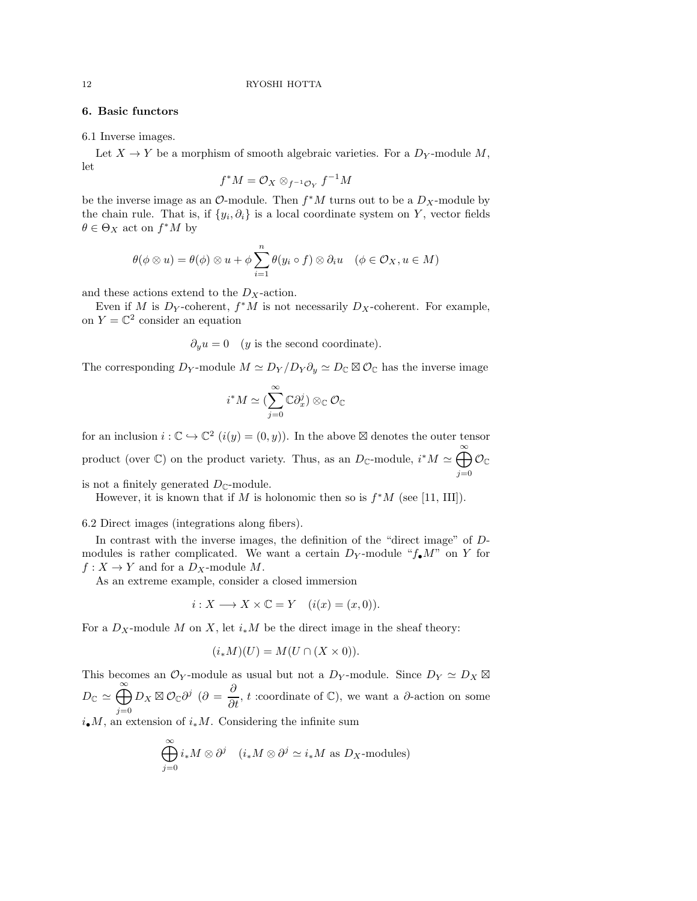## 6. Basic functors

6.1 Inverse images.

Let $X \to Y$ be a morphism of smooth algebraic varieties. For a $D_Y$-module $M$, let

$$f^*M = \mathcal{O}_X \otimes_{f^{-1}\mathcal{O}_Y} f^{-1}M$$

be the inverse image as an $\mathcal{O}$-module. Then $f^*M$ turns out to be a $D_X$-module by the chain rule. That is, if $\{y_i, \partial_i\}$ is a local coordinate system on $Y$, vector fields $\theta \in \Theta_X$ act on $f^*M$ by

$$\theta(\phi \otimes u) = \theta(\phi) \otimes u + \phi \sum_{i=1}^{n} \theta(y_i \circ f) \otimes \partial_i u \quad (\phi \in \mathcal{O}_X, u \in M)$$

and these actions extend to the $D_X$-action.

Even if $M$ is $D_Y$-coherent, $f^*M$ is not necessarily $D_X$-coherent. For example, on $Y = \mathbb{C}^2$ consider an equation

$$\partial_y u = 0 \quad (y \text{ is the second coordinate}).$$

The corresponding $D_Y$-module $M \simeq D_Y/D_Y\partial_y \simeq D_{\mathbb{C}} \boxtimes \mathcal{O}_{\mathbb{C}}$ has the inverse image

$$i^*M \simeq (\sum_{j=0}^{\infty} \mathbb{C}\partial_x^j) \otimes_{\mathbb{C}} \mathcal{O}_{\mathbb{C}}$$

for an inclusion $i : \mathbb{C} \hookrightarrow \mathbb{C}^2$ ($i(y) = (0, y)$). In the above $\boxtimes$ denotes the outer tensor product (over $\mathbb{C}$) on the product variety. Thus, as an $D_{\mathbb{C}}$-module, $i^*M \simeq \bigoplus_{j=0}^{\infty} \mathcal{O}_{\mathbb{C}}$ is not a finitely generated $D_{\mathbb{C}}$-module.

However, it is known that if $M$ is holonomic then so is $f^*M$ (see [11, III]).

6.2 Direct images (integrations along fibers).

In contrast with the inverse images, the definition of the "direct image" of $D$-modules is rather complicated. We want a certain $D_Y$-module "$f_\bullet M$" on $Y$ for $f : X \to Y$ and for a $D_X$-module $M$.

As an extreme example, consider a closed immersion

$$i : X \longrightarrow X \times \mathbb{C} = Y \quad (i(x) = (x, 0)).$$

For a $D_X$-module $M$ on $X$, let $i_*M$ be the direct image in the sheaf theory:

$$(i_*M)(U) = M(U \cap (X \times 0)).$$

This becomes an $\mathcal{O}_Y$-module as usual but not a $D_Y$-module. Since $D_Y \simeq D_X \boxtimes D_{\mathbb{C}} \simeq \bigoplus_{j=0}^{\infty} D_X \boxtimes \mathcal{O}_{\mathbb{C}}\partial^j$ ($\partial = \dfrac{\partial}{\partial t}$, $t$ :coordinate of $\mathbb{C}$), we want a $\partial$-action on some $i_\bullet M$, an extension of $i_*M$. Considering the infinite sum

$$\bigoplus_{j=0}^{\infty} i_*M \otimes \partial^j \quad (i_*M \otimes \partial^j \simeq i_*M \text{ as } D_X\text{-modules})$$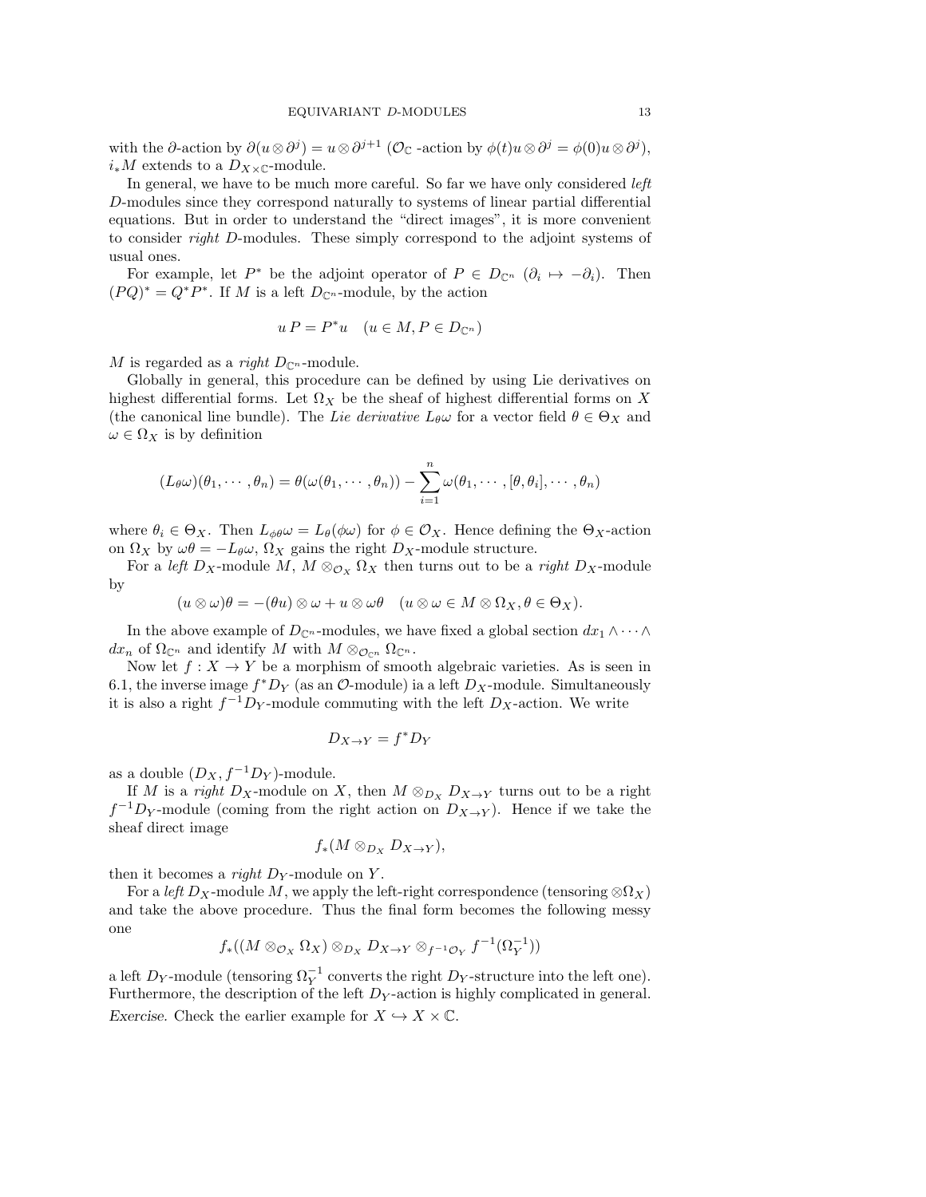with the $\partial$-action by $\partial(u \otimes \partial^j) = u \otimes \partial^{j+1}$ ($\mathcal{O}_{\mathbb{C}}$ -action by $\phi(t)u \otimes \partial^j = \phi(0)u \otimes \partial^j$), $i_*M$ extends to a $D_{X\times\mathbb{C}}$-module.

In general, we have to be much more careful. So far we have only considered *left* $D$-modules since they correspond naturally to systems of linear partial differential equations. But in order to understand the "direct images", it is more convenient to consider *right* $D$-modules. These simply correspond to the adjoint systems of usual ones.

For example, let $P^*$ be the adjoint operator of $P \in D_{\mathbb{C}^n}$ ($\partial_i \mapsto -\partial_i$). Then $(PQ)^* = Q^*P^*$. If $M$ is a left $D_{\mathbb{C}^n}$-module, by the action

$$u\,P = P^*u \quad (u \in M, P \in D_{\mathbb{C}^n})$$

$M$ is regarded as a *right* $D_{\mathbb{C}^n}$-module.

Globally in general, this procedure can be defined by using Lie derivatives on highest differential forms. Let $\Omega_X$ be the sheaf of highest differential forms on $X$ (the canonical line bundle). The *Lie derivative* $L_\theta\omega$ for a vector field $\theta \in \Theta_X$ and $\omega \in \Omega_X$ is by definition

$$(L_\theta\omega)(\theta_1, \cdots, \theta_n) = \theta(\omega(\theta_1, \cdots, \theta_n)) - \sum_{i=1}^{n} \omega(\theta_1, \cdots, [\theta, \theta_i], \cdots, \theta_n)$$

where $\theta_i \in \Theta_X$. Then $L_{\phi\theta}\omega = L_\theta(\phi\omega)$ for $\phi \in \mathcal{O}_X$. Hence defining the $\Theta_X$-action on $\Omega_X$ by $\omega\theta = -L_\theta\omega$, $\Omega_X$ gains the right $D_X$-module structure.

For a *left* $D_X$-module $M$, $M \otimes_{\mathcal{O}_X} \Omega_X$ then turns out to be a *right* $D_X$-module by

$$(u \otimes \omega)\theta = -(\theta u) \otimes \omega + u \otimes \omega\theta \quad (u \otimes \omega \in M \otimes \Omega_X, \theta \in \Theta_X).$$

In the above example of $D_{\mathbb{C}^n}$-modules, we have fixed a global section $dx_1 \wedge \cdots \wedge dx_n$ of $\Omega_{\mathbb{C}^n}$ and identify $M$ with $M \otimes_{\mathcal{O}_{\mathbb{C}^n}} \Omega_{\mathbb{C}^n}$.

Now let $f : X \to Y$ be a morphism of smooth algebraic varieties. As is seen in 6.1, the inverse image $f^*D_Y$ (as an $\mathcal{O}$-module) ia a left $D_X$-module. Simultaneously it is also a right $f^{-1}D_Y$-module commuting with the left $D_X$-action. We write

$$D_{X\to Y} = f^*D_Y$$

as a double $(D_X, f^{-1}D_Y)$-module.

If $M$ is a *right* $D_X$-module on $X$, then $M \otimes_{D_X} D_{X\to Y}$ turns out to be a right $f^{-1}D_Y$-module (coming from the right action on $D_{X\to Y}$). Hence if we take the sheaf direct image

$$f_*(M \otimes_{D_X} D_{X\to Y}),$$

then it becomes a *right* $D_Y$-module on $Y$.

For a *left* $D_X$-module $M$, we apply the left-right correspondence (tensoring $\otimes\Omega_X$) and take the above procedure. Thus the final form becomes the following messy one

$$f_*((M \otimes_{\mathcal{O}_X} \Omega_X) \otimes_{D_X} D_{X\to Y} \otimes_{f^{-1}\mathcal{O}_Y} f^{-1}(\Omega_Y^{-1}))$$

a left $D_Y$-module (tensoring $\Omega_Y^{-1}$ converts the right $D_Y$-structure into the left one). Furthermore, the description of the left $D_Y$-action is highly complicated in general.

*Exercise.* Check the earlier example for $X \hookrightarrow X \times \mathbb{C}$.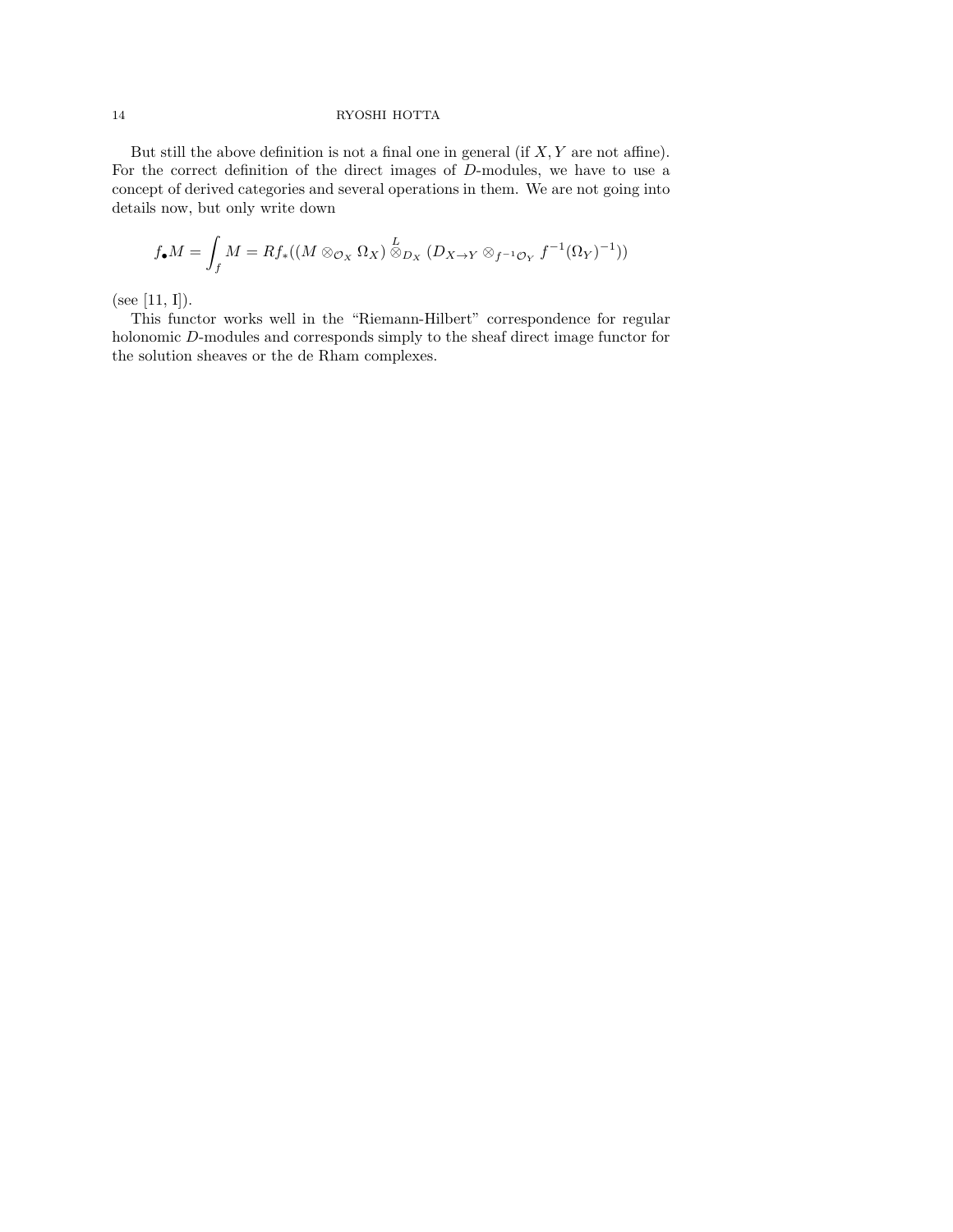But still the above definition is not a final one in general (if $X, Y$ are not affine). For the correct definition of the direct images of $D$-modules, we have to use a concept of derived categories and several operations in them. We are not going into details now, but only write down

$$f_\bullet M = \int_f M = Rf_*((M \otimes_{\mathcal{O}_X} \Omega_X) \overset{L}{\otimes}_{D_X} (D_{X \to Y} \otimes_{f^{-1}\mathcal{O}_Y} f^{-1}(\Omega_Y)^{-1}))$$

(see [11, I]).

This functor works well in the "Riemann-Hilbert" correspondence for regular holonomic $D$-modules and corresponds simply to the sheaf direct image functor for the solution sheaves or the de Rham complexes.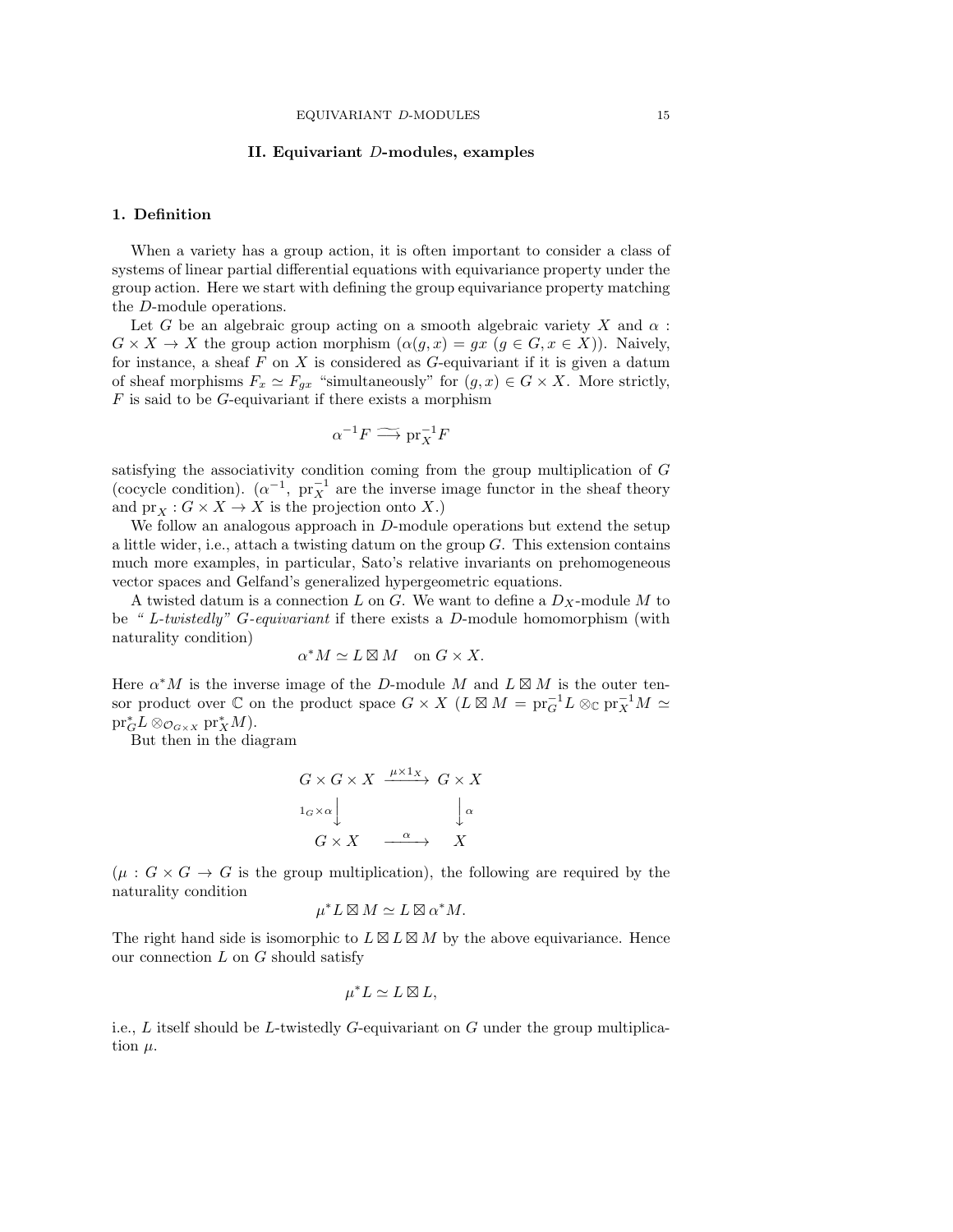## II. Equivariant $D$-modules, examples

### 1. Definition

When a variety has a group action, it is often important to consider a class of systems of linear partial differential equations with equivariance property under the group action. Here we start with defining the group equivariance property matching the $D$-module operations.

Let $G$ be an algebraic group acting on a smooth algebraic variety $X$ and $\alpha : G \times X \to X$ the group action morphism ($\alpha(g,x) = gx$ ($g \in G, x \in X$)). Naively, for instance, a sheaf $F$ on $X$ is considered as $G$-equivariant if it is given a datum of sheaf morphisms $F_x \simeq F_{gx}$ "simultaneously" for $(g,x) \in G \times X$. More strictly, $F$ is said to be $G$-equivariant if there exists a morphism

$$\alpha^{-1}F \xrightarrow{\sim} \mathrm{pr}_X^{-1}F$$

satisfying the associativity condition coming from the group multiplication of $G$ (cocycle condition). ($\alpha^{-1}$, $\mathrm{pr}_X^{-1}$ are the inverse image functor in the sheaf theory and $\mathrm{pr}_X : G \times X \to X$ is the projection onto $X$.)

We follow an analogous approach in $D$-module operations but extend the setup a little wider, i.e., attach a twisting datum on the group $G$. This extension contains much more examples, in particular, Sato's relative invariants on prehomogeneous vector spaces and Gelfand's generalized hypergeometric equations.

A twisted datum is a connection $L$ on $G$. We want to define a $D_X$-module $M$ to be *" L-twistedly" G-equivariant* if there exists a $D$-module homomorphism (with naturality condition)

$$\alpha^* M \simeq L \boxtimes M \quad \text{on } G \times X.$$

Here $\alpha^* M$ is the inverse image of the $D$-module $M$ and $L \boxtimes M$ is the outer tensor product over $\mathbb{C}$ on the product space $G \times X$ ($L \boxtimes M = \mathrm{pr}_G^{-1} L \otimes_{\mathbb{C}} \mathrm{pr}_X^{-1} M \simeq \mathrm{pr}_G^* L \otimes_{\mathcal{O}_{G \times X}} \mathrm{pr}_X^* M$).

But then in the diagram

$$\begin{array}{ccc} G \times G \times X & \xrightarrow{\mu \times 1_X} & G \times X \\ {\scriptstyle 1_G \times \alpha} \big\downarrow & & \big\downarrow {\scriptstyle \alpha} \\ G \times X & \xrightarrow{\alpha} & X \end{array}$$

($\mu : G \times G \to G$ is the group multiplication), the following are required by the naturality condition

$$\mu^* L \boxtimes M \simeq L \boxtimes \alpha^* M.$$

The right hand side is isomorphic to $L \boxtimes L \boxtimes M$ by the above equivariance. Hence our connection $L$ on $G$ should satisfy

$$\mu^* L \simeq L \boxtimes L,$$

i.e., $L$ itself should be $L$-twistedly $G$-equivariant on $G$ under the group multiplication $\mu$.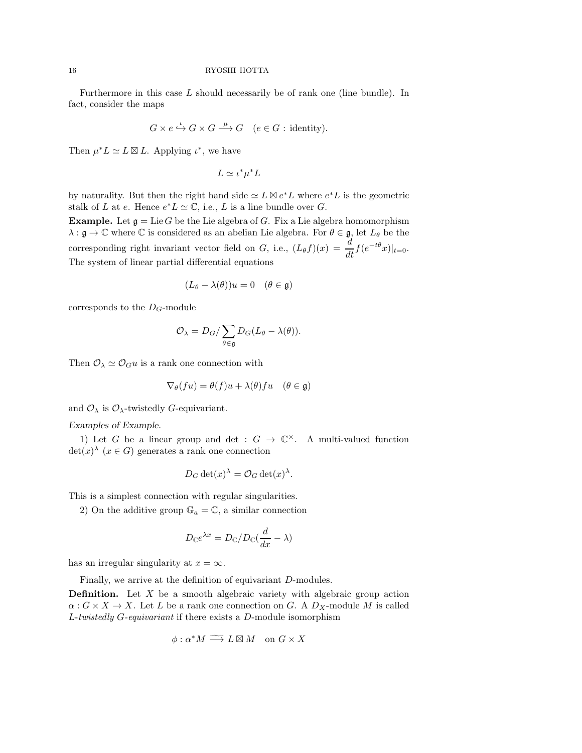Furthermore in this case $L$ should necessarily be of rank one (line bundle). In fact, consider the maps

$$G \times e \overset{\iota}{\hookrightarrow} G \times G \overset{\mu}{\longrightarrow} G \quad (e \in G : \text{identity}).$$

Then $\mu^* L \simeq L \boxtimes L$. Applying $\iota^*$, we have

$$L \simeq \iota^* \mu^* L$$

by naturality. But then the right hand side $\simeq L \boxtimes e^* L$ where $e^* L$ is the geometric stalk of $L$ at $e$. Hence $e^* L \simeq \mathbb{C}$, i.e., $L$ is a line bundle over $G$.

**Example.** Let $\mathfrak{g} = \operatorname{Lie} G$ be the Lie algebra of $G$. Fix a Lie algebra homomorphism $\lambda : \mathfrak{g} \to \mathbb{C}$ where $\mathbb{C}$ is considered as an abelian Lie algebra. For $\theta \in \mathfrak{g}$, let $L_\theta$ be the corresponding right invariant vector field on $G$, i.e., $(L_\theta f)(x) = \dfrac{d}{dt} f(e^{-t\theta} x)|_{t=0}$. The system of linear partial differential equations

$$(L_\theta - \lambda(\theta)) u = 0 \quad (\theta \in \mathfrak{g})$$

corresponds to the $D_G$-module

$$\mathcal{O}_\lambda = D_G / \sum_{\theta \in \mathfrak{g}} D_G (L_\theta - \lambda(\theta)).$$

Then $\mathcal{O}_\lambda \simeq \mathcal{O}_G u$ is a rank one connection with

$$\nabla_\theta (f u) = \theta(f) u + \lambda(\theta) f u \quad (\theta \in \mathfrak{g})$$

and $\mathcal{O}_\lambda$ is $\mathcal{O}_\lambda$-twistedly $G$-equivariant.

*Examples of Example.*

1) Let $G$ be a linear group and $\det : G \to \mathbb{C}^\times$. A multi-valued function $\det(x)^\lambda$ $(x \in G)$ generates a rank one connection

$$D_G \det(x)^\lambda = \mathcal{O}_G \det(x)^\lambda.$$

This is a simplest connection with regular singularities.

2) On the additive group $\mathbb{G}_a = \mathbb{C}$, a similar connection

$$D_{\mathbb{C}} e^{\lambda x} = D_{\mathbb{C}} / D_{\mathbb{C}} (\frac{d}{dx} - \lambda)$$

has an irregular singularity at $x = \infty$.

Finally, we arrive at the definition of equivariant $D$-modules.

**Definition.** Let $X$ be a smooth algebraic variety with algebraic group action $\alpha : G \times X \to X$. Let $L$ be a rank one connection on $G$. A $D_X$-module $M$ is called *$L$-twistedly $G$-equivariant* if there exists a $D$-module isomorphism

$$\phi : \alpha^* M \xrightarrow{\sim} L \boxtimes M \quad \text{on } G \times X$$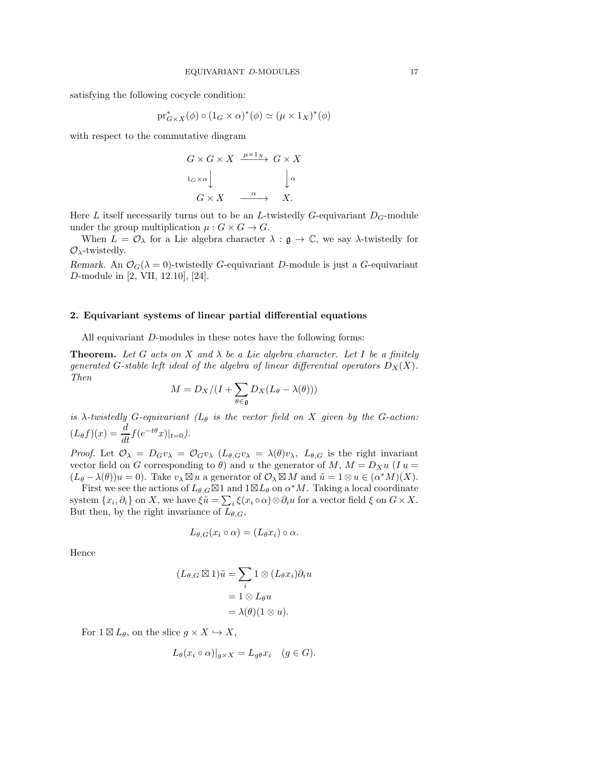satisfying the following cocycle condition:

$$\mathrm{pr}_{G\times X}^*(\phi)\circ(1_G\times\alpha)^*(\phi)\simeq(\mu\times 1_X)^*(\phi)$$

with respect to the commutative diagram

$$\begin{array}{ccc} G\times G\times X & \xrightarrow{\mu\times 1_X} & G\times X \\ {\scriptstyle 1_G\times\alpha}\downarrow & & \downarrow{\scriptstyle\alpha} \\ G\times X & \xrightarrow{\alpha} & X. \end{array}$$

Here $L$ itself necessarily turns out to be an $L$-twistedly $G$-equivariant $D_G$-module under the group multiplication $\mu: G\times G\to G$.

When $L=\mathcal{O}_\lambda$ for a Lie algebra character $\lambda:\mathfrak{g}\to\mathbb{C}$, we say $\lambda$-twistedly for $\mathcal{O}_\lambda$-twistedly.

*Remark*. An $\mathcal{O}_G(\lambda=0)$-twistedly $G$-equivariant $D$-module is just a $G$-equivariant $D$-module in [2, VII, 12.10], [24].

## 2. Equivariant systems of linear partial differential equations

All equivariant $D$-modules in these notes have the following forms:

**Theorem.** *Let $G$ acts on $X$ and $\lambda$ be a Lie algebra character. Let $I$ be a finitely generated $G$-stable left ideal of the algebra of linear differential operators $D_X(X)$. Then*

$$M=D_X/(I+\sum_{\theta\in\mathfrak{g}}D_X(L_\theta-\lambda(\theta)))$$

*is $\lambda$-twistedly $G$-equivariant ($L_\theta$ is the vector field on $X$ given by the $G$-action: $(L_\theta f)(x)=\dfrac{d}{dt}f(e^{-t\theta}x)|_{t=0}$).*

*Proof.* Let $\mathcal{O}_\lambda=D_Gv_\lambda=\mathcal{O}_Gv_\lambda$ ($L_{\theta,G}v_\lambda=\lambda(\theta)v_\lambda$, $L_{\theta,G}$ is the right invariant vector field on $G$ corresponding to $\theta$) and $u$ the generator of $M$, $M=D_Xu$ ($I\,u=(L_\theta-\lambda(\theta))u=0$). Take $v_\lambda\boxtimes u$ a generator of $\mathcal{O}_\lambda\boxtimes M$ and $\tilde{u}=1\otimes u\in(\alpha^*M)(X)$.

First we see the actions of $L_{\theta,G}\boxtimes 1$ and $1\boxtimes L_\theta$ on $\alpha^*M$. Taking a local coordinate system $\{x_i,\partial_i\}$ on $X$, we have $\xi\tilde{u}=\sum_i\xi(x_i\circ\alpha)\otimes\partial_iu$ for a vector field $\xi$ on $G\times X$. But then, by the right invariance of $L_{\theta,G}$,

$$L_{\theta,G}(x_i\circ\alpha)=(L_\theta x_i)\circ\alpha.$$

Hence

$$\begin{aligned}(L_{\theta,G}\boxtimes 1)\tilde{u}&=\sum_i 1\otimes(L_\theta x_i)\partial_iu\\&=1\otimes L_\theta u\\&=\lambda(\theta)(1\otimes u).\end{aligned}$$

For $1\boxtimes L_\theta$, on the slice $g\times X\hookrightarrow X$,

$$L_\theta(x_i\circ\alpha)|_{g\times X}=L_{g\theta}x_i\quad(g\in G).$$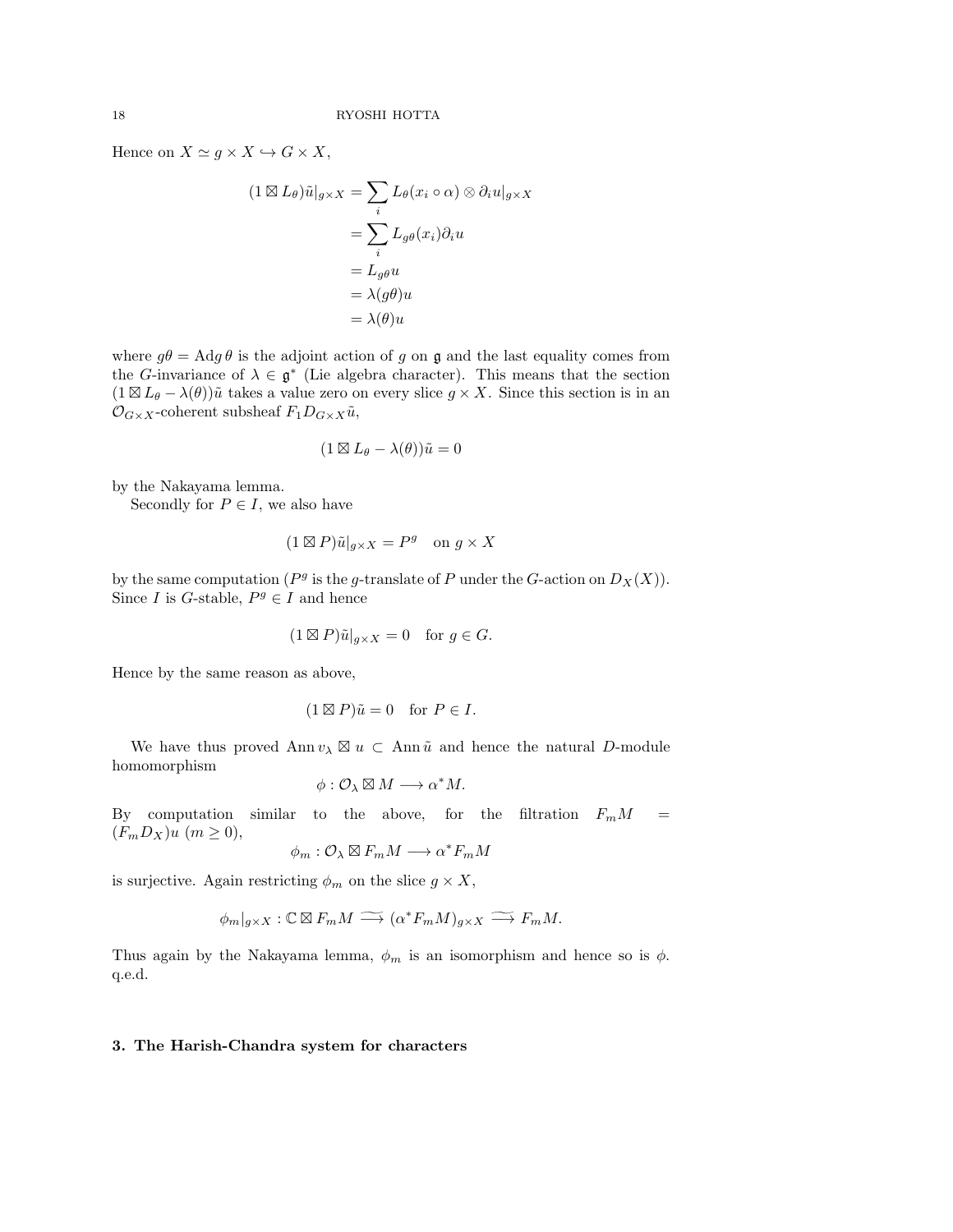Hence on $X \simeq g \times X \hookrightarrow G \times X$,

$$
\begin{aligned}
(1 \boxtimes L_\theta)\tilde{u}|_{g\times X} &= \sum_i L_\theta(x_i \circ \alpha) \otimes \partial_i u|_{g\times X} \\
&= \sum_i L_{g\theta}(x_i)\partial_i u \\
&= L_{g\theta} u \\
&= \lambda(g\theta) u \\
&= \lambda(\theta) u
\end{aligned}
$$

where $g\theta = \mathrm{Ad} g\, \theta$ is the adjoint action of $g$ on $\mathfrak{g}$ and the last equality comes from the $G$-invariance of $\lambda \in \mathfrak{g}^*$ (Lie algebra character). This means that the section $(1 \boxtimes L_\theta - \lambda(\theta))\tilde{u}$ takes a value zero on every slice $g \times X$. Since this section is in an $\mathcal{O}_{G\times X}$-coherent subsheaf $F_1 D_{G\times X}\tilde{u}$,

$$
(1 \boxtimes L_\theta - \lambda(\theta))\tilde{u} = 0
$$

by the Nakayama lemma.

Secondly for $P \in I$, we also have

$$
(1 \boxtimes P)\tilde{u}|_{g\times X} = P^g \quad \text{on } g \times X
$$

by the same computation ($P^g$ is the $g$-translate of $P$ under the $G$-action on $D_X(X)$). Since $I$ is $G$-stable, $P^g \in I$ and hence

$$
(1 \boxtimes P)\tilde{u}|_{g\times X} = 0 \quad \text{for } g \in G.
$$

Hence by the same reason as above,

$$
(1 \boxtimes P)\tilde{u} = 0 \quad \text{for } P \in I.
$$

We have thus proved $\mathrm{Ann}\, v_\lambda \boxtimes u \subset \mathrm{Ann}\, \tilde{u}$ and hence the natural $D$-module homomorphism

$$
\phi : \mathcal{O}_\lambda \boxtimes M \longrightarrow \alpha^* M.
$$

By computation similar to the above, for the filtration $F_m M = (F_m D_X)u$ $(m \geq 0)$,

$$
\phi_m : \mathcal{O}_\lambda \boxtimes F_m M \longrightarrow \alpha^* F_m M
$$

is surjective. Again restricting $\phi_m$ on the slice $g \times X$,

$$
\phi_m|_{g\times X} : \mathbb{C} \boxtimes F_m M \xrightarrow{\sim} (\alpha^* F_m M)_{g\times X} \xrightarrow{\sim} F_m M.
$$

Thus again by the Nakayama lemma, $\phi_m$ is an isomorphism and hence so is $\phi$. q.e.d.

## 3. The Harish-Chandra system for characters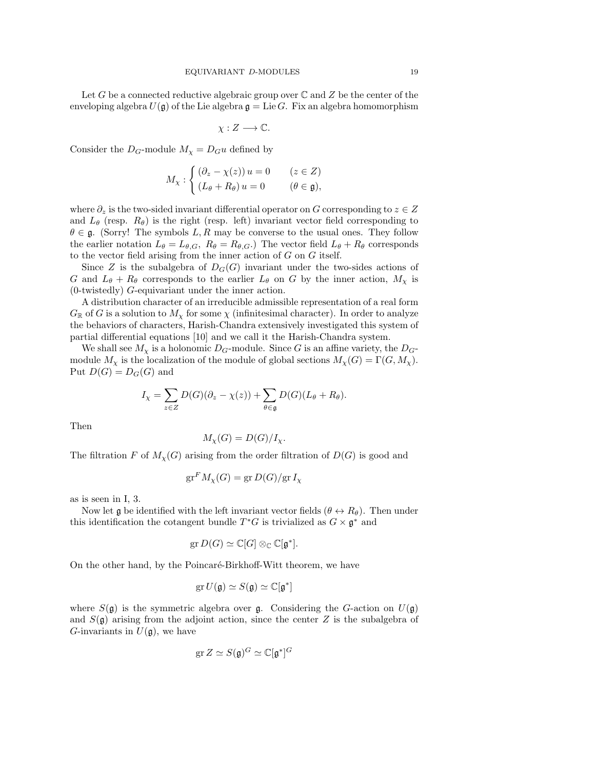Let $G$ be a connected reductive algebraic group over $\mathbb{C}$ and $Z$ be the center of the enveloping algebra $U(\mathfrak{g})$ of the Lie algebra $\mathfrak{g} = \operatorname{Lie} G$. Fix an algebra homomorphism

$$\chi : Z \longrightarrow \mathbb{C}.$$

Consider the $D_G$-module $M_\chi = D_G u$ defined by

$$M_\chi : \begin{cases} (\partial_z - \chi(z))\, u = 0 & (z \in Z) \\ (L_\theta + R_\theta)\, u = 0 & (\theta \in \mathfrak{g}), \end{cases}$$

where $\partial_z$ is the two-sided invariant differential operator on $G$ corresponding to $z \in Z$ and $L_\theta$ (resp. $R_\theta$) is the right (resp. left) invariant vector field corresponding to $\theta \in \mathfrak{g}$. (Sorry! The symbols $L, R$ may be converse to the usual ones. They follow the earlier notation $L_\theta = L_{\theta,G},\ R_\theta = R_{\theta,G}$.) The vector field $L_\theta + R_\theta$ corresponds to the vector field arising from the inner action of $G$ on $G$ itself.

Since $Z$ is the subalgebra of $D_G(G)$ invariant under the two-sides actions of $G$ and $L_\theta + R_\theta$ corresponds to the earlier $L_\theta$ on $G$ by the inner action, $M_\chi$ is (0-twistedly) $G$-equivariant under the inner action.

A distribution character of an irreducible admissible representation of a real form $G_\mathbb{R}$ of $G$ is a solution to $M_\chi$ for some $\chi$ (infinitesimal character). In order to analyze the behaviors of characters, Harish-Chandra extensively investigated this system of partial differential equations [10] and we call it the Harish-Chandra system.

We shall see $M_\chi$ is a holonomic $D_G$-module. Since $G$ is an affine variety, the $D_G$-module $M_\chi$ is the localization of the module of global sections $M_\chi(G) = \Gamma(G, M_\chi)$. Put $D(G) = D_G(G)$ and

$$I_\chi = \sum_{z \in Z} D(G)(\partial_z - \chi(z)) + \sum_{\theta \in \mathfrak{g}} D(G)(L_\theta + R_\theta).$$

Then

$$M_\chi(G) = D(G)/I_\chi.$$

The filtration $F$ of $M_\chi(G)$ arising from the order filtration of $D(G)$ is good and

$$\operatorname{gr}^F M_\chi(G) = \operatorname{gr} D(G)/\operatorname{gr} I_\chi$$

as is seen in I, 3.

Now let $\mathfrak{g}$ be identified with the left invariant vector fields ($\theta \leftrightarrow R_\theta$). Then under this identification the cotangent bundle $T^*G$ is trivialized as $G \times \mathfrak{g}^*$ and

$$\operatorname{gr} D(G) \simeq \mathbb{C}[G] \otimes_\mathbb{C} \mathbb{C}[\mathfrak{g}^*].$$

On the other hand, by the Poincaré-Birkhoff-Witt theorem, we have

$$\operatorname{gr} U(\mathfrak{g}) \simeq S(\mathfrak{g}) \simeq \mathbb{C}[\mathfrak{g}^*]$$

where $S(\mathfrak{g})$ is the symmetric algebra over $\mathfrak{g}$. Considering the $G$-action on $U(\mathfrak{g})$ and $S(\mathfrak{g})$ arising from the adjoint action, since the center $Z$ is the subalgebra of $G$-invariants in $U(\mathfrak{g})$, we have

$$\operatorname{gr} Z \simeq S(\mathfrak{g})^G \simeq \mathbb{C}[\mathfrak{g}^*]^G$$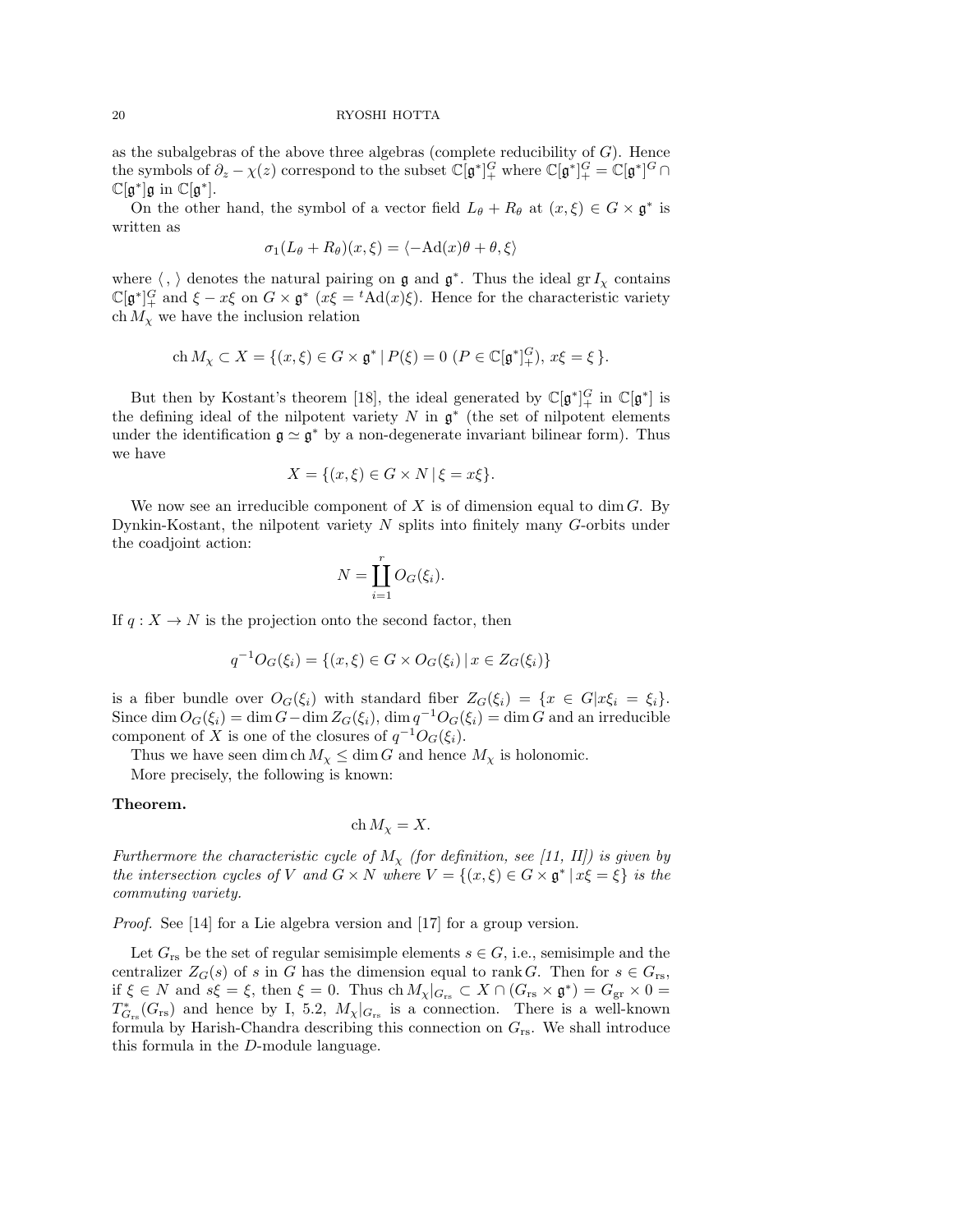as the subalgebras of the above three algebras (complete reducibility of $G$). Hence the symbols of $\partial_z - \chi(z)$ correspond to the subset $\mathbb{C}[\mathfrak{g}^*]^G_+$ where $\mathbb{C}[\mathfrak{g}^*]^G_+ = \mathbb{C}[\mathfrak{g}^*]^G \cap \mathbb{C}[\mathfrak{g}^*]\mathfrak{g}$ in $\mathbb{C}[\mathfrak{g}^*]$.

On the other hand, the symbol of a vector field $L_\theta + R_\theta$ at $(x, \xi) \in G \times \mathfrak{g}^*$ is written as

$$\sigma_1(L_\theta + R_\theta)(x, \xi) = \langle -\mathrm{Ad}(x)\theta + \theta, \xi \rangle$$

where $\langle\, , \,\rangle$ denotes the natural pairing on $\mathfrak{g}$ and $\mathfrak{g}^*$. Thus the ideal $\operatorname{gr} I_\chi$ contains $\mathbb{C}[\mathfrak{g}^*]^G_+$ and $\xi - x\xi$ on $G \times \mathfrak{g}^*$ ($x\xi = {}^t\mathrm{Ad}(x)\xi$). Hence for the characteristic variety $\operatorname{ch} M_\chi$ we have the inclusion relation

$$\operatorname{ch} M_\chi \subset X = \{(x, \xi) \in G \times \mathfrak{g}^* \mid P(\xi) = 0 \ (P \in \mathbb{C}[\mathfrak{g}^*]^G_+),\ x\xi = \xi\,\}.$$

But then by Kostant's theorem [18], the ideal generated by $\mathbb{C}[\mathfrak{g}^*]^G_+$ in $\mathbb{C}[\mathfrak{g}^*]$ is the defining ideal of the nilpotent variety $N$ in $\mathfrak{g}^*$ (the set of nilpotent elements under the identification $\mathfrak{g} \simeq \mathfrak{g}^*$ by a non-degenerate invariant bilinear form). Thus we have

$$X = \{(x, \xi) \in G \times N \mid \xi = x\xi\}.$$

We now see an irreducible component of $X$ is of dimension equal to $\dim G$. By Dynkin-Kostant, the nilpotent variety $N$ splits into finitely many $G$-orbits under the coadjoint action:

$$N = \coprod_{i=1}^{r} O_G(\xi_i).$$

If $q : X \to N$ is the projection onto the second factor, then

$$q^{-1}O_G(\xi_i) = \{(x, \xi) \in G \times O_G(\xi_i) \mid x \in Z_G(\xi_i)\}$$

is a fiber bundle over $O_G(\xi_i)$ with standard fiber $Z_G(\xi_i) = \{x \in G | x\xi_i = \xi_i\}$. Since $\dim O_G(\xi_i) = \dim G - \dim Z_G(\xi_i)$, $\dim q^{-1}O_G(\xi_i) = \dim G$ and an irreducible component of $X$ is one of the closures of $q^{-1}O_G(\xi_i)$.

Thus we have seen $\dim \operatorname{ch} M_\chi \le \dim G$ and hence $M_\chi$ is holonomic.

More precisely, the following is known:

**Theorem.**

$$\operatorname{ch} M_\chi = X.$$

*Furthermore the characteristic cycle of $M_\chi$ (for definition, see [11, II]) is given by the intersection cycles of $V$ and $G \times N$ where $V = \{(x, \xi) \in G \times \mathfrak{g}^* \mid x\xi = \xi\}$ is the commuting variety.*

*Proof.* See [14] for a Lie algebra version and [17] for a group version.

Let $G_{\mathrm{rs}}$ be the set of regular semisimple elements $s \in G$, i.e., semisimple and the centralizer $Z_G(s)$ of $s$ in $G$ has the dimension equal to $\operatorname{rank} G$. Then for $s \in G_{\mathrm{rs}}$, if $\xi \in N$ and $s\xi = \xi$, then $\xi = 0$. Thus $\operatorname{ch} M_\chi|_{G_{\mathrm{rs}}} \subset X \cap (G_{\mathrm{rs}} \times \mathfrak{g}^*) = G_{\mathrm{gr}} \times 0 = T^*_{G_{\mathrm{rs}}}(G_{\mathrm{rs}})$ and hence by I, 5.2, $M_\chi|_{G_{\mathrm{rs}}}$ is a connection. There is a well-known formula by Harish-Chandra describing this connection on $G_{\mathrm{rs}}$. We shall introduce this formula in the $D$-module language.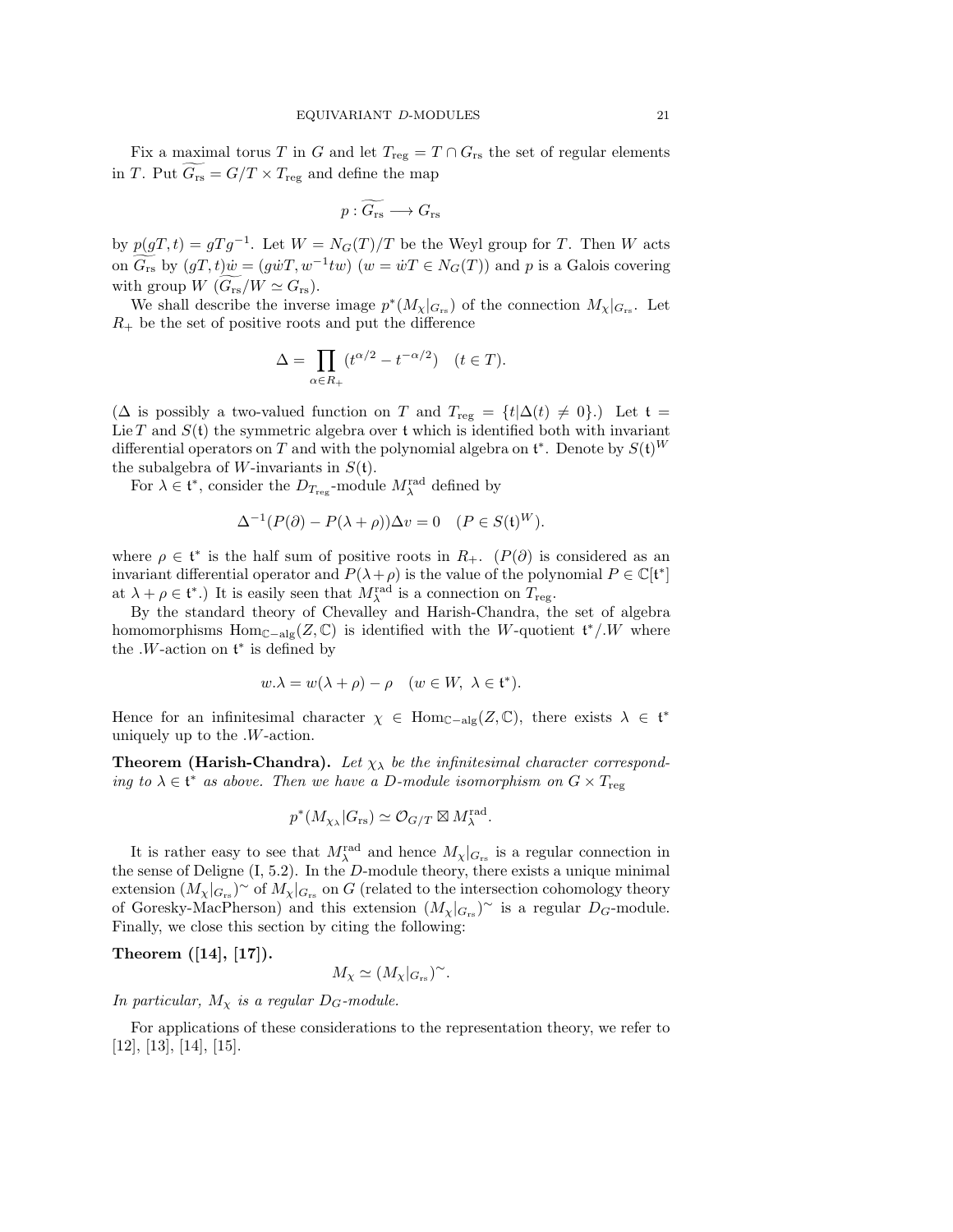Fix a maximal torus $T$ in $G$ and let $T_{\mathrm{reg}} = T \cap G_{\mathrm{rs}}$ the set of regular elements in $T$. Put $\widetilde{G_{\mathrm{rs}}} = G/T \times T_{\mathrm{reg}}$ and define the map

$$p : \widetilde{G_{\mathrm{rs}}} \longrightarrow G_{\mathrm{rs}}$$

by $p(gT, t) = gTg^{-1}$. Let $W = N_G(T)/T$ be the Weyl group for $T$. Then $W$ acts on $\widetilde{G_{\mathrm{rs}}}$ by $(gT, t)\dot{w} = (g\dot{w}T, w^{-1}tw)$ ($w = \dot{w}T \in N_G(T)$) and $p$ is a Galois covering with group $W$ ($\widetilde{G_{\mathrm{rs}}}/W \simeq G_{\mathrm{rs}}$).

We shall describe the inverse image $p^*(M_\chi|_{G_{\mathrm{rs}}})$ of the connection $M_\chi|_{G_{\mathrm{rs}}}$. Let $R_+$ be the set of positive roots and put the difference

$$\Delta = \prod_{\alpha \in R_+} (t^{\alpha/2} - t^{-\alpha/2}) \quad (t \in T).$$

($\Delta$ is possibly a two-valued function on $T$ and $T_{\mathrm{reg}} = \{t | \Delta(t) \neq 0\}$.) Let $\mathfrak{t} = \operatorname{Lie} T$ and $S(\mathfrak{t})$ the symmetric algebra over $\mathfrak{t}$ which is identified both with invariant differential operators on $T$ and with the polynomial algebra on $\mathfrak{t}^*$. Denote by $S(\mathfrak{t})^W$ the subalgebra of $W$-invariants in $S(\mathfrak{t})$.

For $\lambda \in \mathfrak{t}^*$, consider the $D_{T_{\mathrm{reg}}}$-module $M_\lambda^{\mathrm{rad}}$ defined by

$$\Delta^{-1}(P(\partial) - P(\lambda + \rho))\Delta v = 0 \quad (P \in S(\mathfrak{t})^W).$$

where $\rho \in \mathfrak{t}^*$ is the half sum of positive roots in $R_+$. ($P(\partial)$ is considered as an invariant differential operator and $P(\lambda+\rho)$ is the value of the polynomial $P \in \mathbb{C}[\mathfrak{t}^*]$ at $\lambda + \rho \in \mathfrak{t}^*$.) It is easily seen that $M_\lambda^{\mathrm{rad}}$ is a connection on $T_{\mathrm{reg}}$.

By the standard theory of Chevalley and Harish-Chandra, the set of algebra homomorphisms $\operatorname{Hom}_{\mathbb{C}-\mathrm{alg}}(Z, \mathbb{C})$ is identified with the $W$-quotient $\mathfrak{t}^*/.W$ where the $.W$-action on $\mathfrak{t}^*$ is defined by

$$w.\lambda = w(\lambda + \rho) - \rho \quad (w \in W,\ \lambda \in \mathfrak{t}^*).$$

Hence for an infinitesimal character $\chi \in \operatorname{Hom}_{\mathbb{C}-\mathrm{alg}}(Z, \mathbb{C})$, there exists $\lambda \in \mathfrak{t}^*$ uniquely up to the $.W$-action.

**Theorem (Harish-Chandra).** *Let $\chi_\lambda$ be the infinitesimal character corresponding to $\lambda \in \mathfrak{t}^*$ as above. Then we have a $D$-module isomorphism on $G \times T_{\mathrm{reg}}$*

$$p^*(M_{\chi_\lambda}|G_{\mathrm{rs}}) \simeq \mathcal{O}_{G/T} \boxtimes M_\lambda^{\mathrm{rad}}.$$

It is rather easy to see that $M_\lambda^{\mathrm{rad}}$ and hence $M_\chi|_{G_{\mathrm{rs}}}$ is a regular connection in the sense of Deligne (I, 5.2). In the $D$-module theory, there exists a unique minimal extension $(M_\chi|_{G_{\mathrm{rs}}})^\sim$ of $M_\chi|_{G_{\mathrm{rs}}}$ on $G$ (related to the intersection cohomology theory of Goresky-MacPherson) and this extension $(M_\chi|_{G_{\mathrm{rs}}})^\sim$ is a regular $D_G$-module. Finally, we close this section by citing the following:

**Theorem ([14], [17]).**

$$M_\chi \simeq (M_\chi|_{G_{\mathrm{rs}}})^\sim.$$

*In particular, $M_\chi$ is a regular $D_G$-module.*

For applications of these considerations to the representation theory, we refer to [12], [13], [14], [15].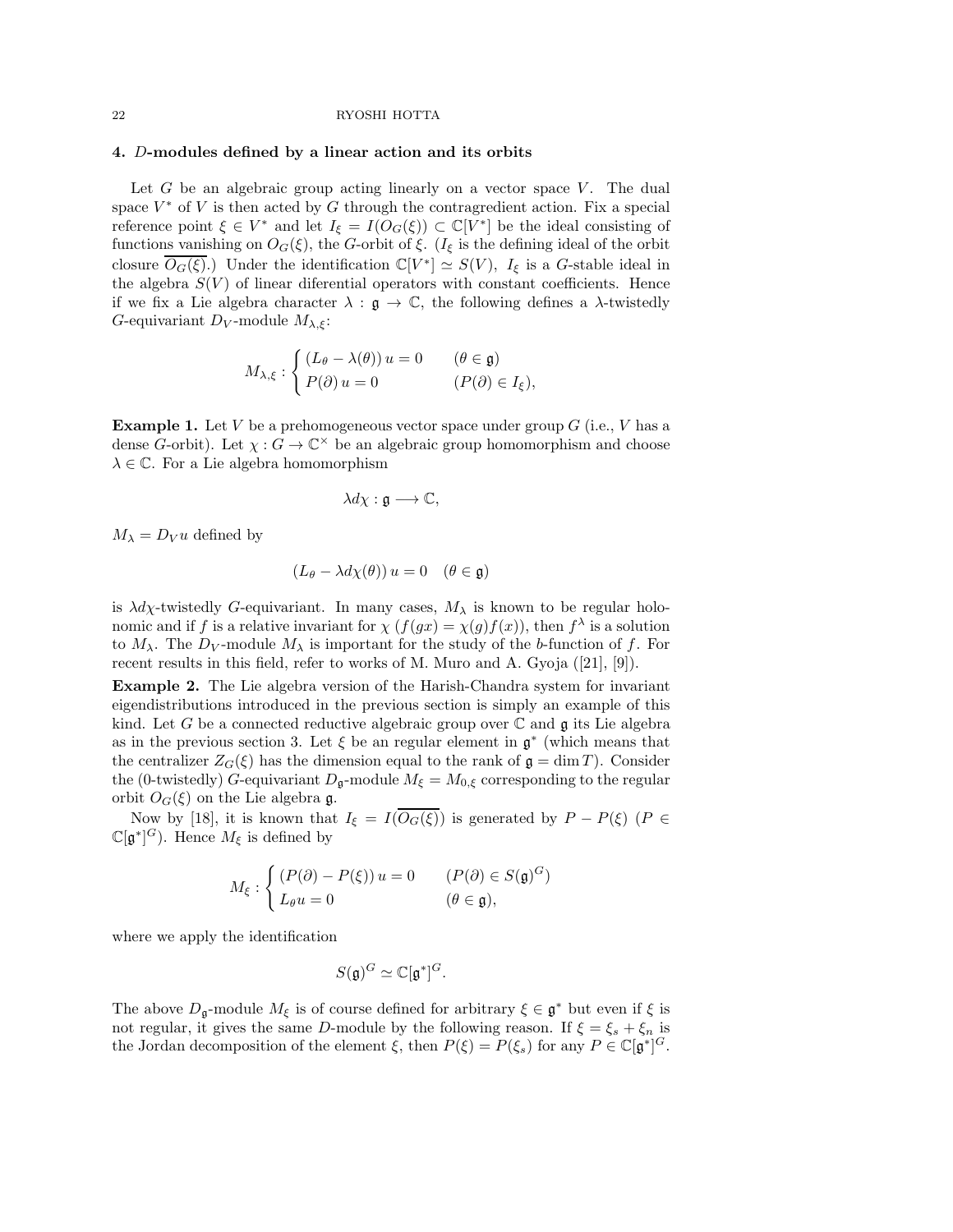## 4. $D$-modules defined by a linear action and its orbits

Let $G$ be an algebraic group acting linearly on a vector space $V$. The dual space $V^*$ of $V$ is then acted by $G$ through the contragredient action. Fix a special reference point $\xi \in V^*$ and let $I_\xi = I(O_G(\xi)) \subset \mathbb{C}[V^*]$ be the ideal consisting of functions vanishing on $O_G(\xi)$, the $G$-orbit of $\xi$. ($I_\xi$ is the defining ideal of the orbit closure $\overline{O_G(\xi)}$.) Under the identification $\mathbb{C}[V^*] \simeq S(V)$, $I_\xi$ is a $G$-stable ideal in the algebra $S(V)$ of linear diferential operators with constant coefficients. Hence if we fix a Lie algebra character $\lambda : \mathfrak{g} \to \mathbb{C}$, the following defines a $\lambda$-twistedly $G$-equivariant $D_V$-module $M_{\lambda,\xi}$:

$$M_{\lambda,\xi} : \begin{cases} (L_\theta - \lambda(\theta))\, u = 0 & (\theta \in \mathfrak{g}) \\ P(\partial)\, u = 0 & (P(\partial) \in I_\xi), \end{cases}$$

**Example 1.** Let $V$ be a prehomogeneous vector space under group $G$ (i.e., $V$ has a dense $G$-orbit). Let $\chi : G \to \mathbb{C}^\times$ be an algebraic group homomorphism and choose $\lambda \in \mathbb{C}$. For a Lie algebra homomorphism

$$\lambda d\chi : \mathfrak{g} \longrightarrow \mathbb{C},$$

$M_\lambda = D_V u$ defined by

$$(L_\theta - \lambda d\chi(\theta))\, u = 0 \quad (\theta \in \mathfrak{g})$$

is $\lambda d\chi$-twistedly $G$-equivariant. In many cases, $M_\lambda$ is known to be regular holonomic and if $f$ is a relative invariant for $\chi$ ($f(gx) = \chi(g) f(x)$), then $f^\lambda$ is a solution to $M_\lambda$. The $D_V$-module $M_\lambda$ is important for the study of the $b$-function of $f$. For recent results in this field, refer to works of M. Muro and A. Gyoja ([21], [9]).

**Example 2.** The Lie algebra version of the Harish-Chandra system for invariant eigendistributions introduced in the previous section is simply an example of this kind. Let $G$ be a connected reductive algebraic group over $\mathbb{C}$ and $\mathfrak{g}$ its Lie algebra as in the previous section 3. Let $\xi$ be an regular element in $\mathfrak{g}^*$ (which means that the centralizer $Z_G(\xi)$ has the dimension equal to the rank of $\mathfrak{g} = \dim T$). Consider the (0-twistedly) $G$-equivariant $D_\mathfrak{g}$-module $M_\xi = M_{0,\xi}$ corresponding to the regular orbit $O_G(\xi)$ on the Lie algebra $\mathfrak{g}$.

Now by [18], it is known that $I_\xi = I(\overline{O_G(\xi)})$ is generated by $P - P(\xi)$ ($P \in \mathbb{C}[\mathfrak{g}^*]^G$). Hence $M_\xi$ is defined by

$$M_\xi : \begin{cases} (P(\partial) - P(\xi))\, u = 0 & (P(\partial) \in S(\mathfrak{g})^G) \\ L_\theta u = 0 & (\theta \in \mathfrak{g}), \end{cases}$$

where we apply the identification

$$S(\mathfrak{g})^G \simeq \mathbb{C}[\mathfrak{g}^*]^G.$$

The above $D_\mathfrak{g}$-module $M_\xi$ is of course defined for arbitrary $\xi \in \mathfrak{g}^*$ but even if $\xi$ is not regular, it gives the same $D$-module by the following reason. If $\xi = \xi_s + \xi_n$ is the Jordan decomposition of the element $\xi$, then $P(\xi) = P(\xi_s)$ for any $P \in \mathbb{C}[\mathfrak{g}^*]^G$.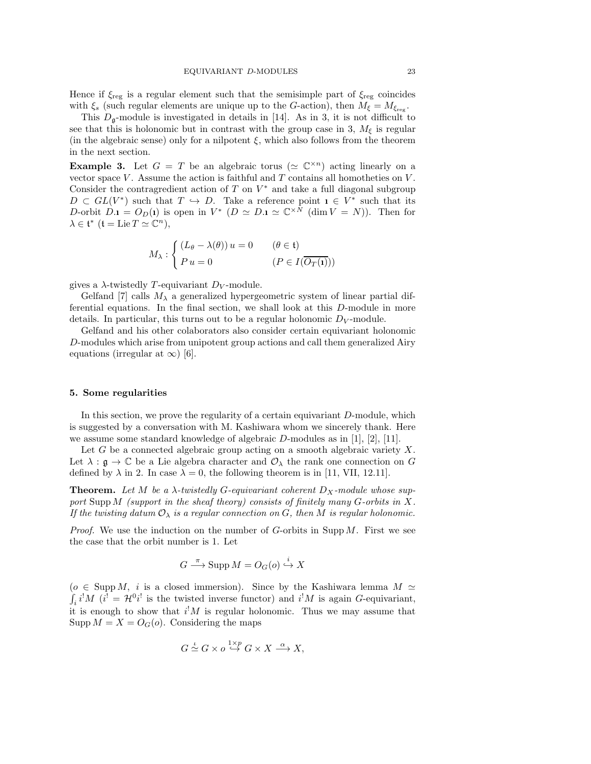Hence if $\xi_{\rm reg}$ is a regular element such that the semisimple part of $\xi_{\rm reg}$ coincides with $\xi_s$ (such regular elements are unique up to the $G$-action), then $M_\xi = M_{\xi_{\rm reg}}$.

This $D_{\mathfrak g}$-module is investigated in details in [14]. As in 3, it is not difficult to see that this is holonomic but in contrast with the group case in 3, $M_\xi$ is regular (in the algebraic sense) only for a nilpotent $\xi$, which also follows from the theorem in the next section.

**Example 3.** Let $G = T$ be an algebraic torus ($\simeq \mathbb{C}^{\times n}$) acting linearly on a vector space $V$. Assume the action is faithful and $T$ contains all homotheties on $V$. Consider the contragredient action of $T$ on $V^*$ and take a full diagonal subgroup $D \subset GL(V^*)$ such that $T \hookrightarrow D$. Take a reference point $\imath \in V^*$ such that its $D$-orbit $D.\imath = O_D(\imath)$ is open in $V^*$ ($D \simeq D.\imath \simeq \mathbb{C}^{\times N}$ ($\dim V = N$)). Then for $\lambda \in \mathfrak{t}^*$ ($\mathfrak{t} = \operatorname{Lie} T \simeq \mathbb{C}^n$),

$$M_\lambda : \begin{cases} (L_\theta - \lambda(\theta))\, u = 0 & (\theta \in \mathfrak{t}) \\ P\, u = 0 & (P \in I(\overline{O_T(\imath)})) \end{cases}$$

gives a $\lambda$-twistedly $T$-equivariant $D_V$-module.

Gelfand [7] calls $M_\lambda$ a generalized hypergeometric system of linear partial differential equations. In the final section, we shall look at this $D$-module in more details. In particular, this turns out to be a regular holonomic $D_V$-module.

Gelfand and his other colaborators also consider certain equivariant holonomic $D$-modules which arise from unipotent group actions and call them generalized Airy equations (irregular at $\infty$) [6].

## 5. Some regularities

In this section, we prove the regularity of a certain equivariant $D$-module, which is suggested by a conversation with M. Kashiwara whom we sincerely thank. Here we assume some standard knowledge of algebraic $D$-modules as in [1], [2], [11].

Let $G$ be a connected algebraic group acting on a smooth algebraic variety $X$. Let $\lambda : \mathfrak{g} \to \mathbb{C}$ be a Lie algebra character and $\mathcal{O}_\lambda$ the rank one connection on $G$ defined by $\lambda$ in 2. In case $\lambda = 0$, the following theorem is in [11, VII, 12.11].

**Theorem.** *Let $M$ be a $\lambda$-twistedly $G$-equivariant coherent $D_X$-module whose support $\operatorname{Supp} M$ (support in the sheaf theory) consists of finitely many $G$-orbits in $X$. If the twisting datum $\mathcal{O}_\lambda$ is a regular connection on $G$, then $M$ is regular holonomic.*

*Proof.* We use the induction on the number of $G$-orbits in $\operatorname{Supp} M$. First we see the case that the orbit number is 1. Let

$$G \xrightarrow{\ \pi\ } \operatorname{Supp} M = O_G(o) \overset{i}{\hookrightarrow} X$$

($o \in \operatorname{Supp} M$, $i$ is a closed immersion). Since by the Kashiwara lemma $M \simeq \int_i i^! M$ ($i^! = \mathcal{H}^0 i^!$ is the twisted inverse functor) and $i^! M$ is again $G$-equivariant, it is enough to show that $i^! M$ is regular holonomic. Thus we may assume that $\operatorname{Supp} M = X = O_G(o)$. Considering the maps

$$G \overset{\iota}{\simeq} G \times o \overset{1\times p}{\hookrightarrow} G \times X \xrightarrow{\ \alpha\ } X,$$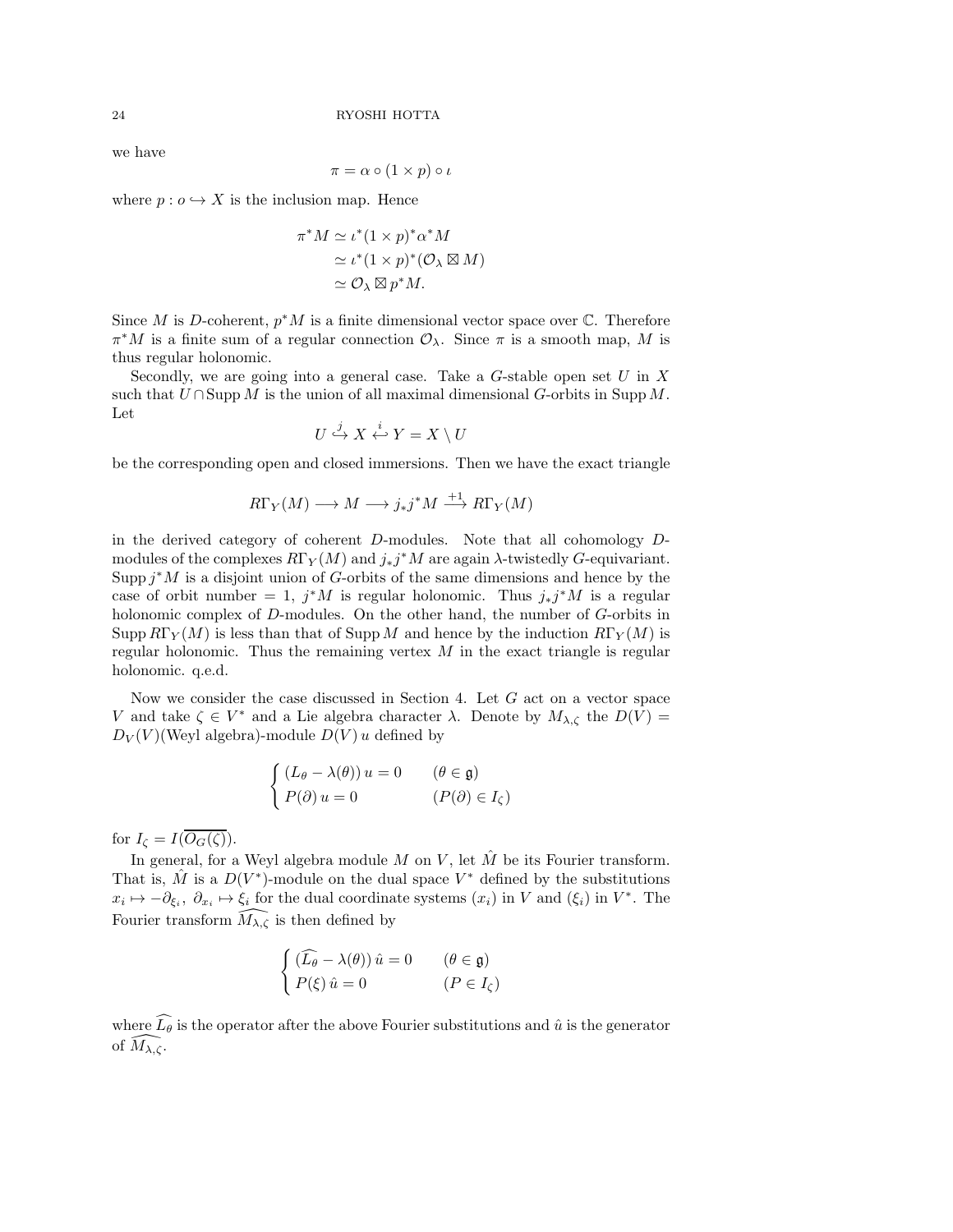we have

$$\pi = \alpha \circ (1 \times p) \circ \iota$$

where $p : o \hookrightarrow X$ is the inclusion map. Hence

$$\begin{aligned}
\pi^* M &\simeq \iota^*(1 \times p)^* \alpha^* M \\
&\simeq \iota^*(1 \times p)^*(\mathcal{O}_\lambda \boxtimes M) \\
&\simeq \mathcal{O}_\lambda \boxtimes p^* M.
\end{aligned}$$

Since $M$ is $D$-coherent, $p^*M$ is a finite dimensional vector space over $\mathbb{C}$. Therefore $\pi^*M$ is a finite sum of a regular connection $\mathcal{O}_\lambda$. Since $\pi$ is a smooth map, $M$ is thus regular holonomic.

Secondly, we are going into a general case. Take a $G$-stable open set $U$ in $X$ such that $U \cap \operatorname{Supp} M$ is the union of all maximal dimensional $G$-orbits in $\operatorname{Supp} M$. Let

$$U \overset{j}{\hookrightarrow} X \overset{i}{\hookleftarrow} Y = X \setminus U$$

be the corresponding open and closed immersions. Then we have the exact triangle

$$R\Gamma_Y(M) \longrightarrow M \longrightarrow j_* j^* M \overset{+1}{\longrightarrow} R\Gamma_Y(M)$$

in the derived category of coherent $D$-modules. Note that all cohomology $D$-modules of the complexes $R\Gamma_Y(M)$ and $j_*j^*M$ are again $\lambda$-twistedly $G$-equivariant. $\operatorname{Supp} j^*M$ is a disjoint union of $G$-orbits of the same dimensions and hence by the case of orbit number $= 1$, $j^*M$ is regular holonomic. Thus $j_*j^*M$ is a regular holonomic complex of $D$-modules. On the other hand, the number of $G$-orbits in $\operatorname{Supp} R\Gamma_Y(M)$ is less than that of $\operatorname{Supp} M$ and hence by the induction $R\Gamma_Y(M)$ is regular holonomic. Thus the remaining vertex $M$ in the exact triangle is regular holonomic. q.e.d.

Now we consider the case discussed in Section 4. Let $G$ act on a vector space $V$ and take $\zeta \in V^*$ and a Lie algebra character $\lambda$. Denote by $M_{\lambda,\zeta}$ the $D(V) = D_V(V)$(Weyl algebra)-module $D(V)\,u$ defined by

$$\begin{cases} (L_\theta - \lambda(\theta))\,u = 0 & (\theta \in \mathfrak{g}) \\ P(\partial)\,u = 0 & (P(\partial) \in I_\zeta) \end{cases}$$

for $I_\zeta = I(\overline{O_G(\zeta)})$.

In general, for a Weyl algebra module $M$ on $V$, let $\hat{M}$ be its Fourier transform. That is, $\hat{M}$ is a $D(V^*)$-module on the dual space $V^*$ defined by the substitutions $x_i \mapsto -\partial_{\xi_i}$, $\partial_{x_i} \mapsto \xi_i$ for the dual coordinate systems $(x_i)$ in $V$ and $(\xi_i)$ in $V^*$. The Fourier transform $\widehat{M_{\lambda,\zeta}}$ is then defined by

$$\begin{cases} (\widehat{L_\theta} - \lambda(\theta))\,\hat{u} = 0 & (\theta \in \mathfrak{g}) \\ P(\xi)\,\hat{u} = 0 & (P \in I_\zeta) \end{cases}$$

where $\widehat{L_\theta}$ is the operator after the above Fourier substitutions and $\hat{u}$ is the generator of $\widehat{M_{\lambda,\zeta}}$.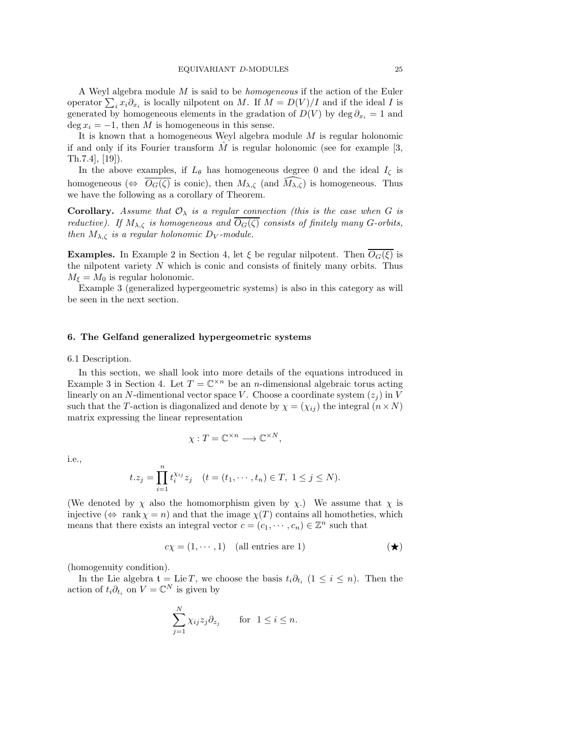A Weyl algebra module $M$ is said to be *homogeneous* if the action of the Euler operator $\sum_i x_i \partial_{x_i}$ is locally nilpotent on $M$. If $M = D(V)/I$ and if the ideal $I$ is generated by homogeneous elements in the gradation of $D(V)$ by $\deg \partial_{x_i} = 1$ and $\deg x_i = -1$, then $M$ is homogeneous in this sense.

It is known that a homogeneous Weyl algebra module $M$ is regular holonomic if and only if its Fourier transform $\hat{M}$ is regular holonomic (see for example [3, Th.7.4], [19]).

In the above examples, if $L_\theta$ has homogeneous degree 0 and the ideal $I_\zeta$ is homogeneous ($\Leftrightarrow$ $\overline{O_G(\zeta)}$ is conic), then $M_{\lambda,\zeta}$ (and $\widehat{M_{\lambda,\zeta}}$) is homogeneous. Thus we have the following as a corollary of Theorem.

**Corollary.** *Assume that $\mathcal{O}_\lambda$ is a regular connection (this is the case when $G$ is reductive). If $M_{\lambda,\zeta}$ is homogeneous and $\overline{O_G(\zeta)}$ consists of finitely many $G$-orbits, then $M_{\lambda,\zeta}$ is a regular holonomic $D_V$-module.*

**Examples.** In Example 2 in Section 4, let $\xi$ be regular nilpotent. Then $\overline{O_G(\xi)}$ is the nilpotent variety $N$ which is conic and consists of finitely many orbits. Thus $M_\xi = M_0$ is regular holonomic.

Example 3 (generalized hypergeometric systems) is also in this category as will be seen in the next section.

## 6. The Gelfand generalized hypergeometric systems

6.1 Description.

In this section, we shall look into more details of the equations introduced in Example 3 in Section 4. Let $T = \mathbb{C}^{\times n}$ be an $n$-dimensional algebraic torus acting linearly on an $N$-dimentional vector space $V$. Choose a coordinate system $(z_j)$ in $V$ such that the $T$-action is diagonalized and denote by $\chi = (\chi_{ij})$ the integral $(n \times N)$ matrix expressing the linear representation

$$\chi : T = \mathbb{C}^{\times n} \longrightarrow \mathbb{C}^{\times N},$$

i.e.,

$$t.z_j = \prod_{i=1}^{n} t_i^{\chi_{ij}} z_j \quad (t = (t_1, \cdots, t_n) \in T,\ 1 \le j \le N).$$

(We denoted by $\chi$ also the homomorphism given by $\chi$.) We assume that $\chi$ is injective ($\Leftrightarrow$ $\operatorname{rank} \chi = n$) and that the image $\chi(T)$ contains all homotheties, which means that there exists an integral vector $c = (c_1, \cdots, c_n) \in \mathbb{Z}^n$ such that

$$c\chi = (1, \cdots, 1) \quad \text{(all entries are 1)} \qquad (\bigstar)$$

(homogenuity condition).

In the Lie algebra $\mathfrak{t} = \operatorname{Lie} T$, we choose the basis $t_i \partial_{t_i}$ $(1 \le i \le n)$. Then the action of $t_i \partial_{t_i}$ on $V = \mathbb{C}^N$ is given by

$$\sum_{j=1}^{N} \chi_{ij} z_j \partial_{z_j} \qquad \text{for } \ 1 \le i \le n.$$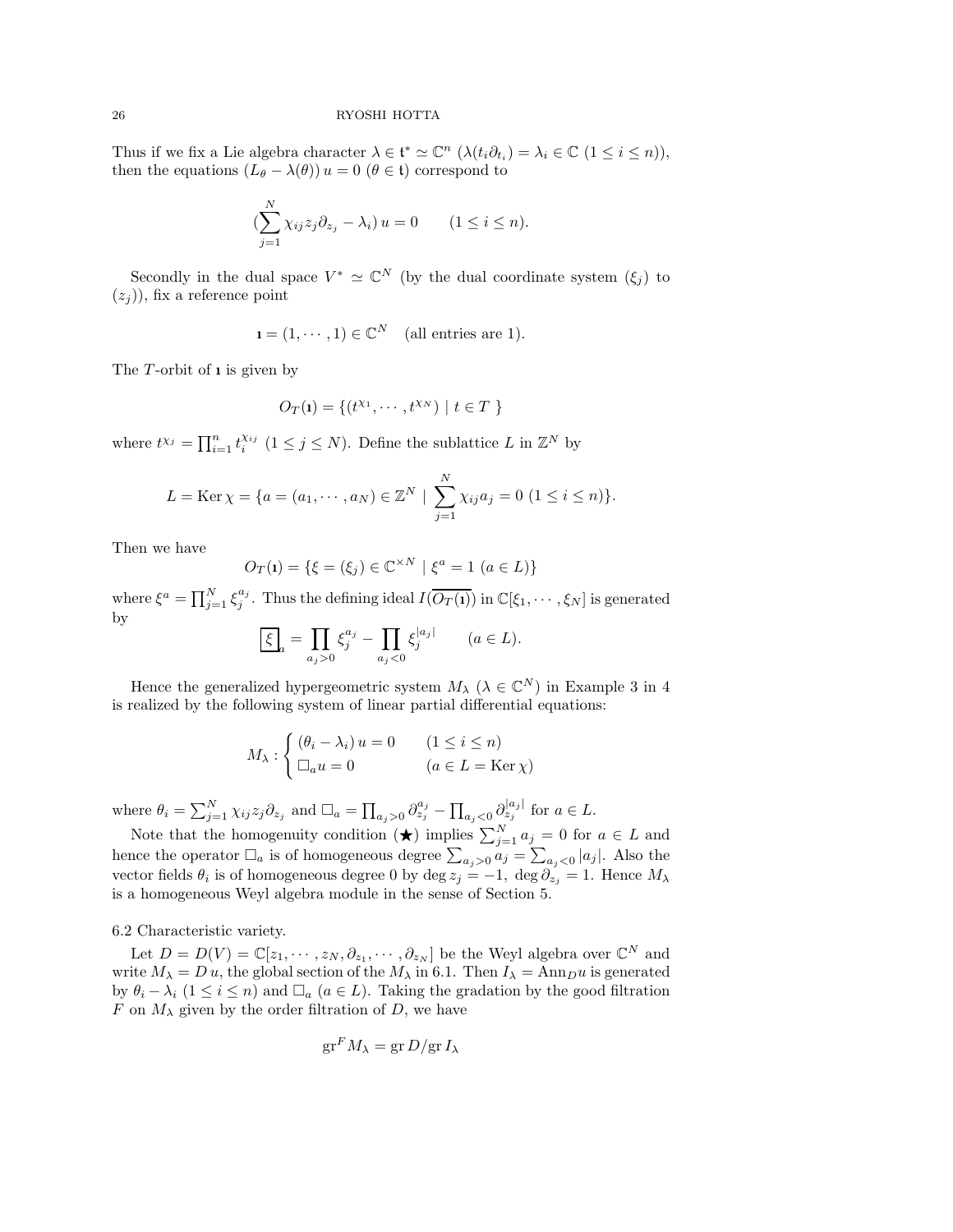Thus if we fix a Lie algebra character $\lambda \in \mathfrak{t}^* \simeq \mathbb{C}^n$ $(\lambda(t_i\partial_{t_i}) = \lambda_i \in \mathbb{C}$ $(1 \le i \le n))$, then the equations $(L_\theta - \lambda(\theta))\, u = 0$ $(\theta \in \mathfrak{t})$ correspond to

$$(\sum_{j=1}^{N} \chi_{ij} z_j \partial_{z_j} - \lambda_i)\, u = 0 \qquad (1 \le i \le n).$$

Secondly in the dual space $V^* \simeq \mathbb{C}^N$ (by the dual coordinate system $(\xi_j)$ to $(z_j)$), fix a reference point

$$\mathbf{1} = (1, \cdots, 1) \in \mathbb{C}^N \quad \text{(all entries are 1)}.$$

The $T$-orbit of $\mathbf{1}$ is given by

$$O_T(\mathbf{1}) = \{(t^{\chi_1}, \cdots, t^{\chi_N}) \mid t \in T\ \}$$

where $t^{\chi_j} = \prod_{i=1}^n t_i^{\chi_{ij}}$ $(1 \le j \le N)$. Define the sublattice $L$ in $\mathbb{Z}^N$ by

$$L = \operatorname{Ker}\chi = \{a = (a_1, \cdots, a_N) \in \mathbb{Z}^N \mid \sum_{j=1}^{N} \chi_{ij} a_j = 0 \ (1 \le i \le n)\}.$$

Then we have

$$O_T(\mathbf{1}) = \{\xi = (\xi_j) \in \mathbb{C}^{\times N} \mid \xi^a = 1 \ (a \in L)\}$$

where $\xi^a = \prod_{j=1}^N \xi_j^{a_j}$. Thus the defining ideal $I(\overline{O_T(\mathbf{1})})$ in $\mathbb{C}[\xi_1, \cdots, \xi_N]$ is generated by

$$\boxed{\xi}_a = \prod_{a_j > 0} \xi_j^{a_j} - \prod_{a_j < 0} \xi_j^{|a_j|} \qquad (a \in L).$$

Hence the generalized hypergeometric system $M_\lambda$ $(\lambda \in \mathbb{C}^N)$ in Example 3 in 4 is realized by the following system of linear partial differential equations:

$$M_\lambda : \begin{cases} (\theta_i - \lambda_i)\, u = 0 & (1 \le i \le n) \\ \Box_a u = 0 & (a \in L = \operatorname{Ker}\chi) \end{cases}$$

where $\theta_i = \sum_{j=1}^N \chi_{ij} z_j \partial_{z_j}$ and $\Box_a = \prod_{a_j>0} \partial_{z_j}^{a_j} - \prod_{a_j<0} \partial_{z_j}^{|a_j|}$ for $a \in L$.

Note that the homogenuity condition (★) implies $\sum_{j=1}^N a_j = 0$ for $a \in L$ and hence the operator $\Box_a$ is of homogeneous degree $\sum_{a_j>0} a_j = \sum_{a_j<0} |a_j|$. Also the vector fields $\theta_i$ is of homogeneous degree 0 by $\deg z_j = -1$, $\deg \partial_{z_j} = 1$. Hence $M_\lambda$ is a homogeneous Weyl algebra module in the sense of Section 5.

6.2 Characteristic variety.

Let $D = D(V) = \mathbb{C}[z_1, \cdots, z_N, \partial_{z_1}, \cdots, \partial_{z_N}]$ be the Weyl algebra over $\mathbb{C}^N$ and write $M_\lambda = D\, u$, the global section of the $M_\lambda$ in 6.1. Then $I_\lambda = \operatorname{Ann}_D u$ is generated by $\theta_i - \lambda_i$ $(1 \le i \le n)$ and $\Box_a$ $(a \in L)$. Taking the gradation by the good filtration $F$ on $M_\lambda$ given by the order filtration of $D$, we have

$$\operatorname{gr}^F M_\lambda = \operatorname{gr} D / \operatorname{gr} I_\lambda$$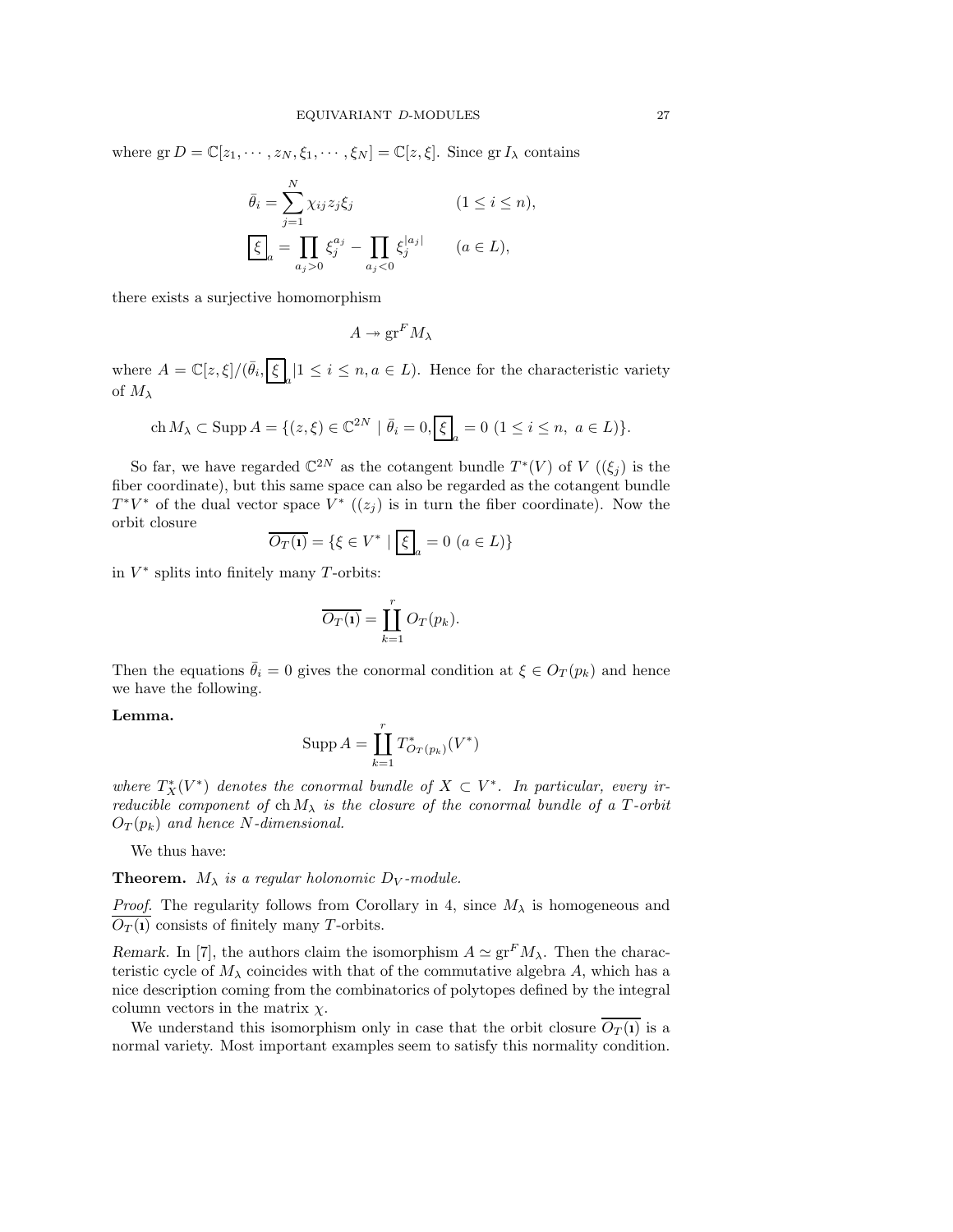where $\operatorname{gr} D = \mathbb{C}[z_1, \cdots, z_N, \xi_1, \cdots, \xi_N] = \mathbb{C}[z, \xi]$. Since $\operatorname{gr} I_\lambda$ contains

$$
\begin{aligned}
\bar{\theta}_i &= \sum_{j=1}^{N} \chi_{ij} z_j \xi_j && (1 \leq i \leq n), \\
\boxed{\xi}_a &= \prod_{a_j > 0} \xi_j^{a_j} - \prod_{a_j < 0} \xi_j^{|a_j|} && (a \in L),
\end{aligned}
$$

there exists a surjective homomorphism

$$A \twoheadrightarrow \operatorname{gr}^F M_\lambda$$

where $A = \mathbb{C}[z, \xi]/(\bar{\theta}_i, \boxed{\xi}_a \,|\, 1 \leq i \leq n, a \in L)$. Hence for the characteristic variety of $M_\lambda$

$$\operatorname{ch} M_\lambda \subset \operatorname{Supp} A = \{(z, \xi) \in \mathbb{C}^{2N} \mid \bar{\theta}_i = 0, \boxed{\xi}_a = 0 \ (1 \leq i \leq n, \ a \in L)\}.$$

So far, we have regarded $\mathbb{C}^{2N}$ as the cotangent bundle $T^*(V)$ of $V$ ($(\xi_j)$ is the fiber coordinate), but this same space can also be regarded as the cotangent bundle $T^*V^*$ of the dual vector space $V^*$ ($(z_j)$ is in turn the fiber coordinate). Now the orbit closure

$$\overline{O_T(\mathbf{1})} = \{\xi \in V^* \mid \boxed{\xi}_a = 0 \ (a \in L)\}$$

in $V^*$ splits into finitely many $T$-orbits:

$$\overline{O_T(\mathbf{1})} = \coprod_{k=1}^{r} O_T(p_k).$$

Then the equations $\bar{\theta}_i = 0$ gives the conormal condition at $\xi \in O_T(p_k)$ and hence we have the following.

**Lemma.**

$$\operatorname{Supp} A = \coprod_{k=1}^{r} T^*_{O_T(p_k)}(V^*)$$

*where $T^*_X(V^*)$ denotes the conormal bundle of $X \subset V^*$. In particular, every irreducible component of $\operatorname{ch} M_\lambda$ is the closure of the conormal bundle of a $T$-orbit $O_T(p_k)$ and hence $N$-dimensional.*

We thus have:

**Theorem.** *$M_\lambda$ is a regular holonomic $D_V$-module.*

*Proof.* The regularity follows from Corollary in 4, since $M_\lambda$ is homogeneous and $\overline{O_T(\mathbf{1})}$ consists of finitely many $T$-orbits.

*Remark.* In [7], the authors claim the isomorphism $A \simeq \operatorname{gr}^F M_\lambda$. Then the characteristic cycle of $M_\lambda$ coincides with that of the commutative algebra $A$, which has a nice description coming from the combinatorics of polytopes defined by the integral column vectors in the matrix $\chi$.

We understand this isomorphism only in case that the orbit closure $\overline{O_T(\mathbf{1})}$ is a normal variety. Most important examples seem to satisfy this normality condition.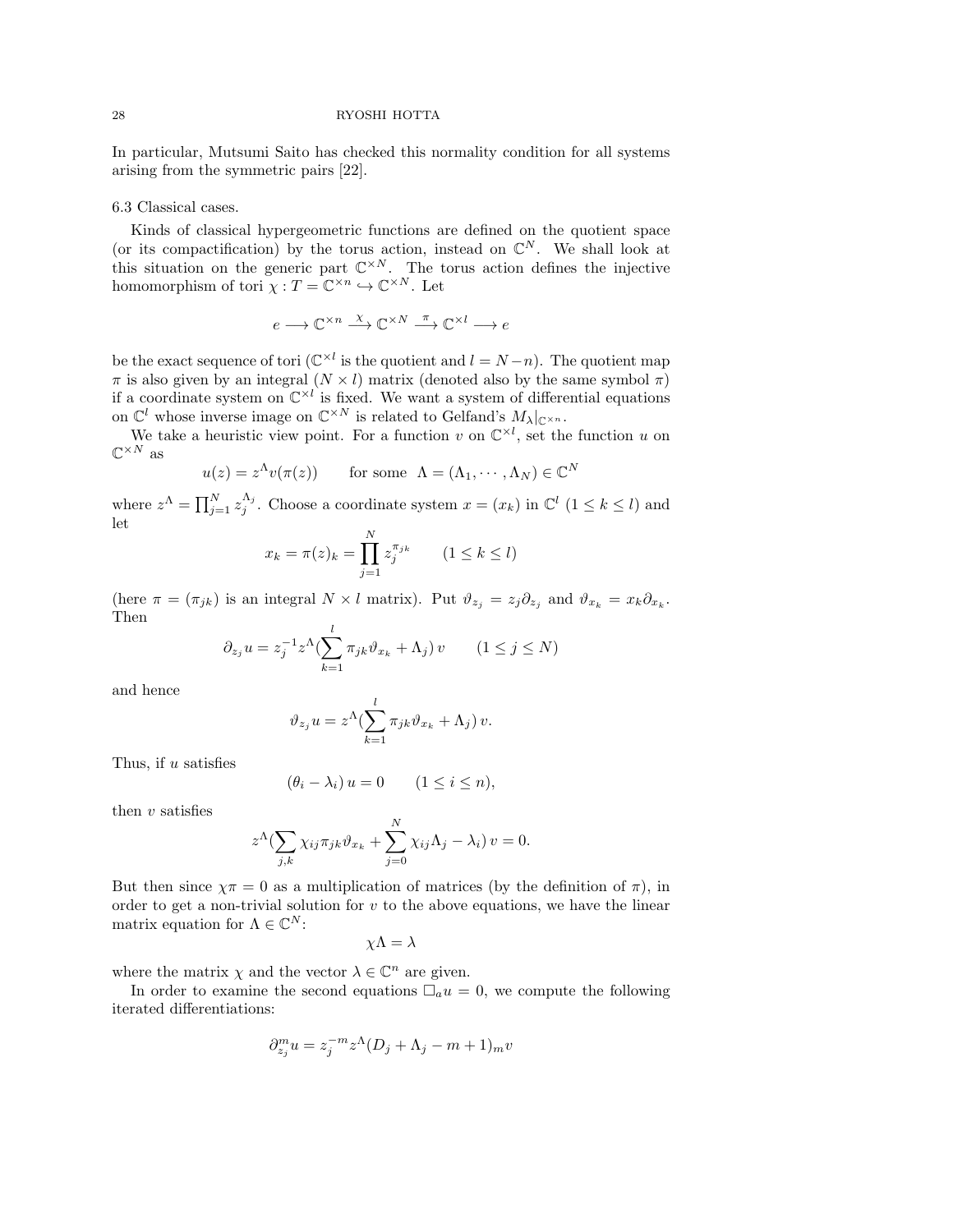In particular, Mutsumi Saito has checked this normality condition for all systems arising from the symmetric pairs [22].

6.3 Classical cases.

Kinds of classical hypergeometric functions are defined on the quotient space (or its compactification) by the torus action, instead on $\mathbb{C}^N$. We shall look at this situation on the generic part $\mathbb{C}^{\times N}$. The torus action defines the injective homomorphism of tori $\chi : T = \mathbb{C}^{\times n} \hookrightarrow \mathbb{C}^{\times N}$. Let

$$e \longrightarrow \mathbb{C}^{\times n} \xrightarrow{\chi} \mathbb{C}^{\times N} \xrightarrow{\pi} \mathbb{C}^{\times l} \longrightarrow e$$

be the exact sequence of tori ($\mathbb{C}^{\times l}$ is the quotient and $l = N - n$). The quotient map $\pi$ is also given by an integral $(N \times l)$ matrix (denoted also by the same symbol $\pi$) if a coordinate system on $\mathbb{C}^{\times l}$ is fixed. We want a system of differential equations on $\mathbb{C}^l$ whose inverse image on $\mathbb{C}^{\times N}$ is related to Gelfand's $M_\lambda|_{\mathbb{C}^{\times n}}$.

We take a heuristic view point. For a function $v$ on $\mathbb{C}^{\times l}$, set the function $u$ on $\mathbb{C}^{\times N}$ as

$$u(z) = z^\Lambda v(\pi(z)) \qquad \text{for some } \ \Lambda = (\Lambda_1, \cdots, \Lambda_N) \in \mathbb{C}^N$$

where $z^\Lambda = \prod_{j=1}^N z_j^{\Lambda_j}$. Choose a coordinate system $x = (x_k)$ in $\mathbb{C}^l$ $(1 \le k \le l)$ and let

$$x_k = \pi(z)_k = \prod_{j=1}^N z_j^{\pi_{jk}} \qquad (1 \le k \le l)$$

(here $\pi = (\pi_{jk})$ is an integral $N \times l$ matrix). Put $\vartheta_{z_j} = z_j \partial_{z_j}$ and $\vartheta_{x_k} = x_k \partial_{x_k}$. Then

$$\partial_{z_j} u = z_j^{-1} z^\Lambda (\sum_{k=1}^l \pi_{jk} \vartheta_{x_k} + \Lambda_j)\, v \qquad (1 \le j \le N)$$

and hence

$$\vartheta_{z_j} u = z^\Lambda (\sum_{k=1}^l \pi_{jk} \vartheta_{x_k} + \Lambda_j)\, v.$$

Thus, if $u$ satisfies

$$(\theta_i - \lambda_i)\, u = 0 \qquad (1 \le i \le n),$$

then $v$ satisfies

$$z^\Lambda (\sum_{j,k} \chi_{ij} \pi_{jk} \vartheta_{x_k} + \sum_{j=0}^N \chi_{ij} \Lambda_j - \lambda_i)\, v = 0.$$

But then since $\chi\pi = 0$ as a multiplication of matrices (by the definition of $\pi$), in order to get a non-trivial solution for $v$ to the above equations, we have the linear matrix equation for $\Lambda \in \mathbb{C}^N$:

$$\chi \Lambda = \lambda$$

where the matrix $\chi$ and the vector $\lambda \in \mathbb{C}^n$ are given.

In order to examine the second equations $\Box_a u = 0$, we compute the following iterated differentiations:

$$\partial_{z_j}^m u = z_j^{-m} z^\Lambda (D_j + \Lambda_j - m + 1)_m v$$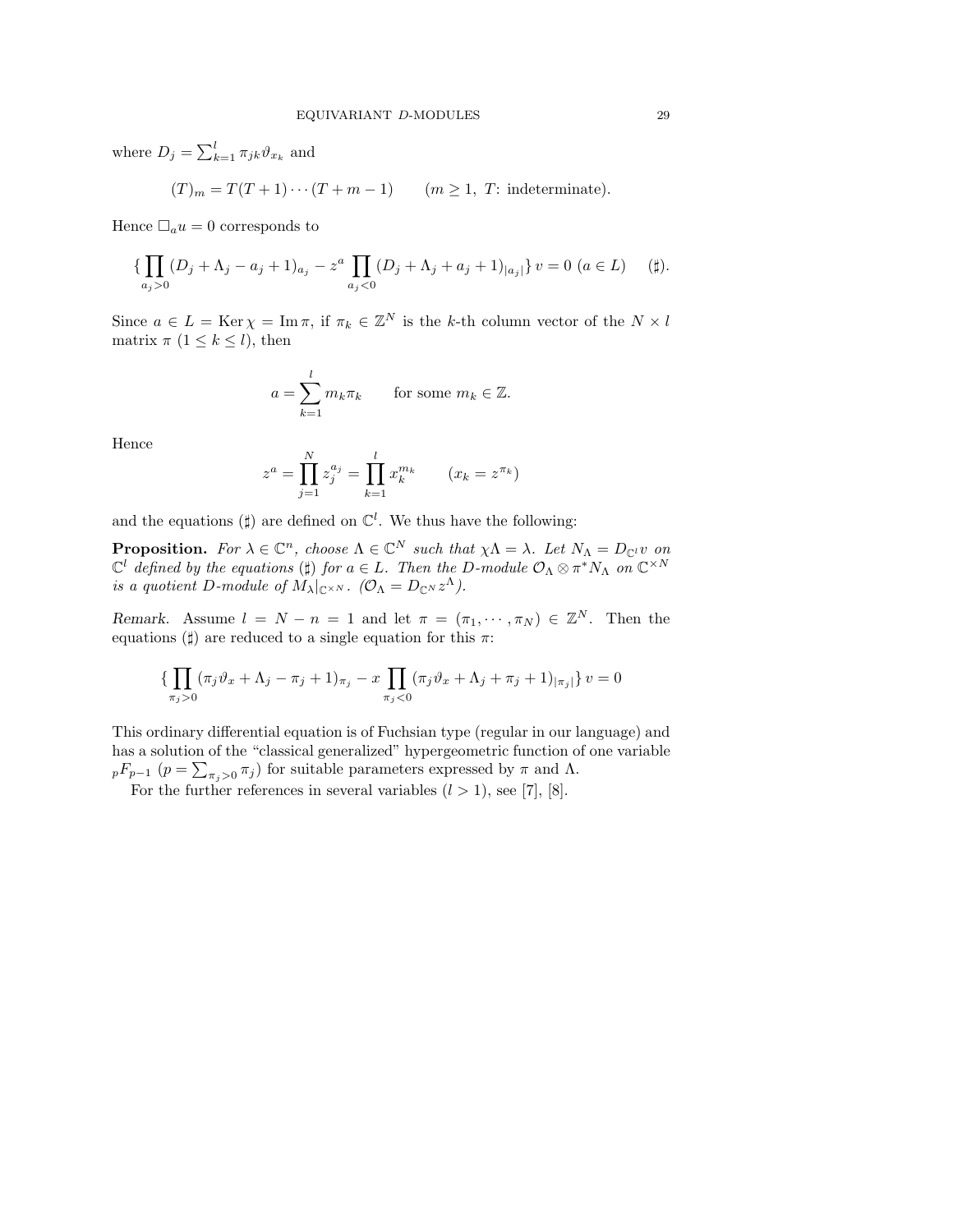where $D_j = \sum_{k=1}^{l} \pi_{jk}\vartheta_{x_k}$ and

$$(T)_m = T(T+1)\cdots(T+m-1) \qquad (m \geq 1,\ T\text{: indeterminate}).$$

Hence $\Box_a u = 0$ corresponds to

$$\{\prod_{a_j>0}(D_j + \Lambda_j - a_j + 1)_{a_j} - z^a \prod_{a_j<0}(D_j + \Lambda_j + a_j + 1)_{|a_j|}\}\, v = 0 \ (a \in L) \qquad (\sharp).$$

Since $a \in L = \operatorname{Ker}\chi = \operatorname{Im}\pi$, if $\pi_k \in \mathbb{Z}^N$ is the $k$-th column vector of the $N \times l$ matrix $\pi$ $(1 \leq k \leq l)$, then

$$a = \sum_{k=1}^{l} m_k \pi_k \qquad \text{for some } m_k \in \mathbb{Z}.$$

Hence

$$z^a = \prod_{j=1}^{N} z_j^{a_j} = \prod_{k=1}^{l} x_k^{m_k} \qquad (x_k = z^{\pi_k})$$

and the equations $(\sharp)$ are defined on $\mathbb{C}^l$. We thus have the following:

**Proposition.** *For $\lambda \in \mathbb{C}^n$, choose $\Lambda \in \mathbb{C}^N$ such that $\chi\Lambda = \lambda$. Let $N_\Lambda = D_{\mathbb{C}^l} v$ on $\mathbb{C}^l$ defined by the equations $(\sharp)$ for $a \in L$. Then the $D$-module $\mathcal{O}_\Lambda \otimes \pi^* N_\Lambda$ on $\mathbb{C}^{\times N}$ is a quotient $D$-module of $M_\lambda|_{\mathbb{C}^{\times N}}$. ($\mathcal{O}_\Lambda = D_{\mathbb{C}^N} z^\Lambda$).*

*Remark.* Assume $l = N - n = 1$ and let $\pi = (\pi_1, \cdots, \pi_N) \in \mathbb{Z}^N$. Then the equations $(\sharp)$ are reduced to a single equation for this $\pi$:

$$\{\prod_{\pi_j>0}(\pi_j\vartheta_x + \Lambda_j - \pi_j + 1)_{\pi_j} - x \prod_{\pi_j<0}(\pi_j\vartheta_x + \Lambda_j + \pi_j + 1)_{|\pi_j|}\}\, v = 0$$

This ordinary differential equation is of Fuchsian type (regular in our language) and has a solution of the "classical generalized" hypergeometric function of one variable ${}_pF_{p-1}$ $(p = \sum_{\pi_j>0} \pi_j)$ for suitable parameters expressed by $\pi$ and $\Lambda$.

For the further references in several variables $(l > 1)$, see [7], [8].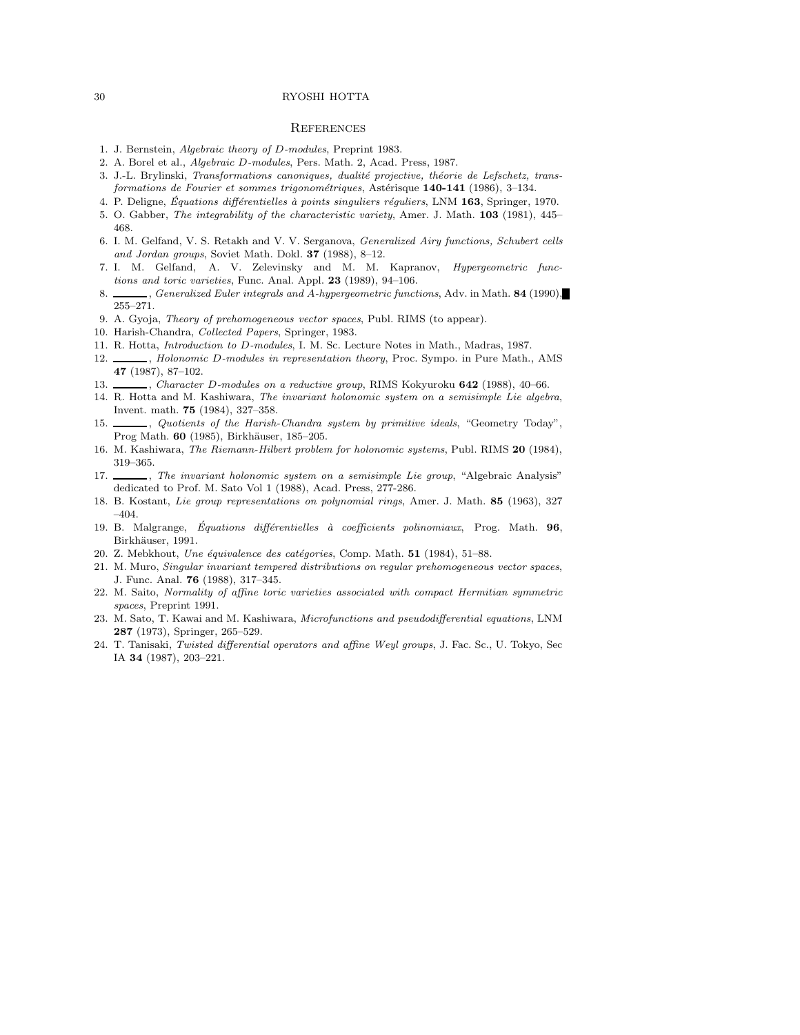## References

1. J. Bernstein, *Algebraic theory of $D$-modules*, Preprint 1983.
2. A. Borel et al., *Algebraic $D$-modules*, Pers. Math. 2, Acad. Press, 1987.
3. J.-L. Brylinski, *Transformations canoniques, dualité projective, théorie de Lefschetz, transformations de Fourier et sommes trigonométriques*, Astérisque **140-141** (1986), 3–134.
4. P. Deligne, *Équations différentielles à points singuliers réguliers*, LNM **163**, Springer, 1970.
5. O. Gabber, *The integrability of the characteristic variety*, Amer. J. Math. **103** (1981), 445–468.
6. I. M. Gelfand, V. S. Retakh and V. V. Serganova, *Generalized Airy functions, Schubert cells and Jordan groups*, Soviet Math. Dokl. **37** (1988), 8–12.
7. I. M. Gelfand, A. V. Zelevinsky and M. M. Kapranov, *Hypergeometric functions and toric varieties*, Func. Anal. Appl. **23** (1989), 94–106.
8. ______, *Generalized Euler integrals and A-hypergeometric functions*, Adv. in Math. **84** (1990), 255–271.
9. A. Gyoja, *Theory of prehomogeneous vector spaces*, Publ. RIMS (to appear).
10. Harish-Chandra, *Collected Papers*, Springer, 1983.
11. R. Hotta, *Introduction to $D$-modules*, I. M. Sc. Lecture Notes in Math., Madras, 1987.
12. ______, *Holonomic $D$-modules in representation theory*, Proc. Sympo. in Pure Math., AMS **47** (1987), 87–102.
13. ______, *Character $D$-modules on a reductive group*, RIMS Kokyuroku **642** (1988), 40–66.
14. R. Hotta and M. Kashiwara, *The invariant holonomic system on a semisimple Lie algebra*, Invent. math. **75** (1984), 327–358.
15. ______, *Quotients of the Harish-Chandra system by primitive ideals*, "Geometry Today", Prog Math. **60** (1985), Birkhäuser, 185–205.
16. M. Kashiwara, *The Riemann-Hilbert problem for holonomic systems*, Publ. RIMS **20** (1984), 319–365.
17. ______, *The invariant holonomic system on a semisimple Lie group*, "Algebraic Analysis" dedicated to Prof. M. Sato Vol 1 (1988), Acad. Press, 277-286.
18. B. Kostant, *Lie group representations on polynomial rings*, Amer. J. Math. **85** (1963), 327–404.
19. B. Malgrange, *Équations différentielles à coefficients polinomiaux*, Prog. Math. **96**, Birkhäuser, 1991.
20. Z. Mebkhout, *Une équivalence des catégories*, Comp. Math. **51** (1984), 51–88.
21. M. Muro, *Singular invariant tempered distributions on regular prehomogeneous vector spaces*, J. Func. Anal. **76** (1988), 317–345.
22. M. Saito, *Normality of affine toric varieties associated with compact Hermitian symmetric spaces*, Preprint 1991.
23. M. Sato, T. Kawai and M. Kashiwara, *Microfunctions and pseudodifferential equations*, LNM **287** (1973), Springer, 265–529.
24. T. Tanisaki, *Twisted differential operators and affine Weyl groups*, J. Fac. Sc., U. Tokyo, Sec IA **34** (1987), 203–221.